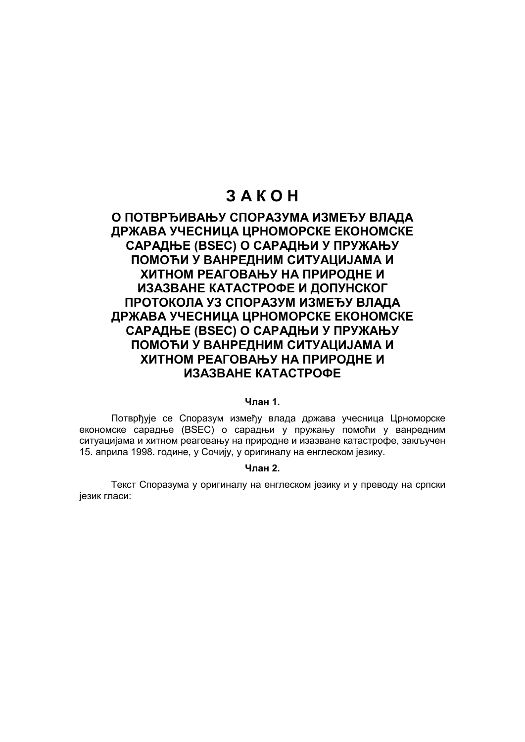# З А К О Н

## О ПОТВРЂИВАЊУ СПОРАЗУМА ИЗМЕЂУ ВЛАДА ДРЖАВА УЧЕСНИЦА ЦРНОМОРСКЕ ЕКОНОМСКЕ САРАДЊЕ (BSEC) О САРАДЊИ У ПРУЖАЊУ ПОМОЋИ У ВАНРЕДНИМ СИТУАЦИЈАМА И ХИТНОМ РЕАГОВАЊУ НА ПРИРОДНЕ И ИЗАЗВАНЕ КАТАСТРОФЕ И ДОПУНСКОГ ПРОТОКОЛА УЗ СПОРАЗУМ ИЗМЕЂУ ВЛАДА ДРЖАВА УЧЕСНИЦА ЦРНОМОРСКЕ ЕКОНОМСКЕ САРАДЊЕ (BSEC) О САРАДЊИ У ПРУЖАЊУ ПОМОЋИ У ВАНРЕДНИМ СИТУАЦИЈАМА И ХИТНОМ РЕАГОВАЊУ НА ПРИРОДНЕ И ИЗАЗВАНЕ КАТАСТРОФЕ

**Члан 1.**

Потврђује се Споразум између влада држава учесница Црноморске економске сарадње (BSEC) о сарадњи у пружању помоћи у ванредним ситуацијама и хитном реаговању на природне и изазване катастрофе, закључен 15. априла 1998. године, у Сочију, у оригиналу на енглеском језику.

**Члан 2.**

Текст Споразума у оригиналу на енглеском језику и у преводу на српски језик гласи: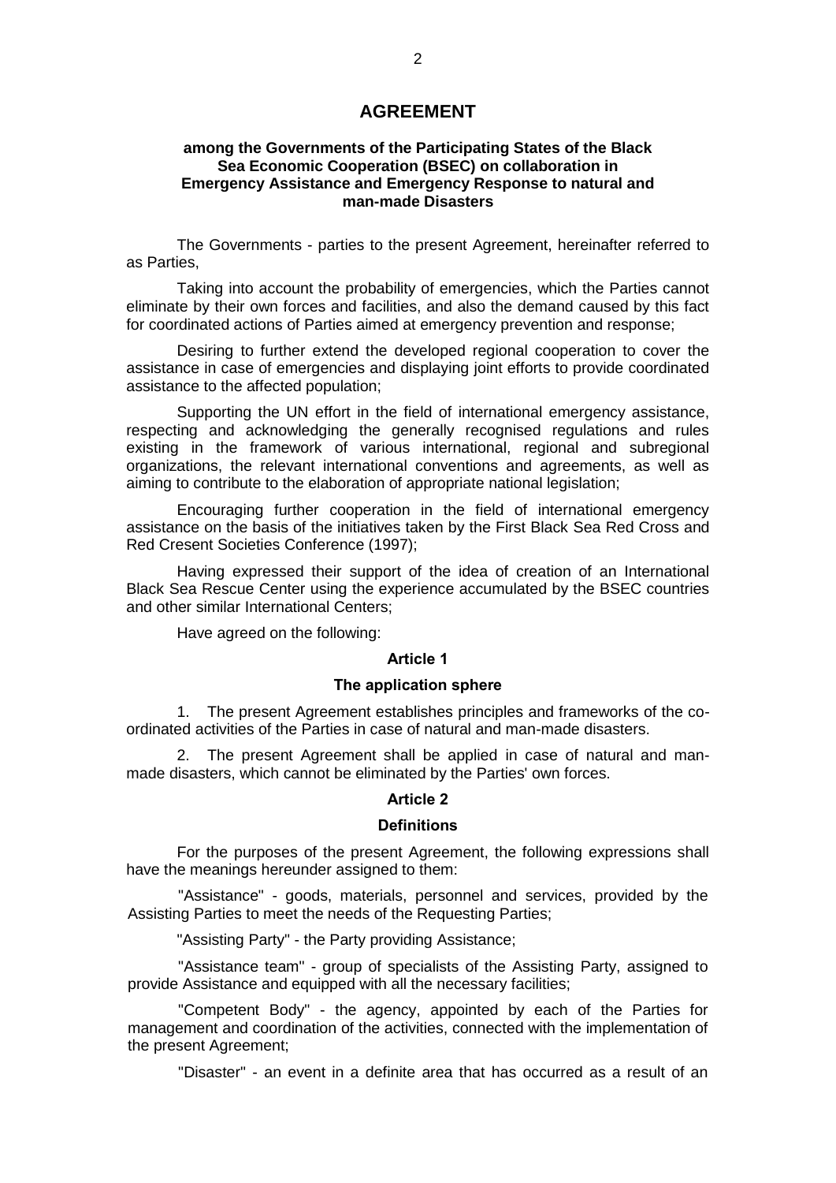# AGREEMENT

**among the Governments of the Participating States of the Black Sea Economic Cooperation (BSEC) on collaboration in Emergency Assistance and Emergency Response to natural and man-made Disasters**

The Governments - parties to the present Agreement, hereinafter referred to as Parties,

Taking into account the probability of emergencies, which the Parties cannot eliminate by their own forces and facilities, and also the demand caused by this fact for coordinated actions of Parties aimed at emergency prevention and response;

Desiring to further extend the developed regional cooperation to cover the assistance in case of emergencies and displaying joint efforts to provide coordinated assistance to the affected population;

Supporting the UN effort in the field of international emergency assistance, respecting and acknowledging the generally recognised regulations and rules existing in the framework of various international, regional and subregional organizations, the relevant international conventions and agreements, as well as aiming to contribute to the elaboration of appropriate national legislation;

Encouraging further cooperation in the field of international emergency assistance on the basis of the initiatives taken by the First Black Sea Red Cross and Red Cresent Societies Conference (1997);

Having expressed their support of the idea of creation of an International Black Sea Rescue Center using the experience accumulated by the BSEC countries and other similar International Centers;

Have agreed on the following:

### Article 1

### The application sphere

1. The present Agreement establishes principles and frameworks of the co-ordinated activities of the Parties in case of natural and man-made disasters.

2. The present Agreement shall be applied in case of natural and man-made disasters, which cannot be eliminated by the Parties' own forces.

### Article 2

### Definitions

For the purposes of the present Agreement, the following expressions shall have the meanings hereunder assigned to them:

"Assistance" - goods, materials, personnel and services, provided by the Assisting Parties to meet the needs of the Requesting Parties;

"Assisting Party" - the Party providing Assistance;

"Assistance team" - group of specialists of the Assisting Party, assigned to provide Assistance and equipped with all the necessary facilities;

"Competent Body" - the agency, appointed by each of the Parties for management and coordination of the activities, connected with the implementation of the present Agreement;

"Disaster" - an event in a definite area that has occurred as a result of an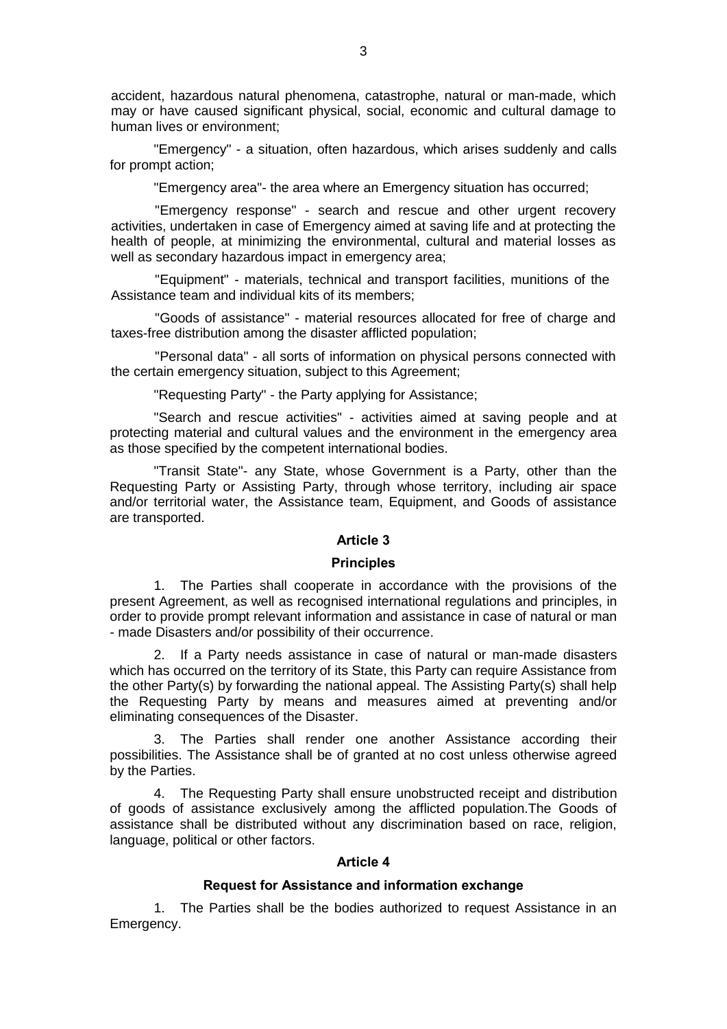accident, hazardous natural phenomena, catastrophe, natural or man-made, which may or have caused significant physical, social, economic and cultural damage to human lives or environment;

"Emergency" - a situation, often hazardous, which arises suddenly and calls for prompt action;

"Emergency area"- the area where an Emergency situation has occurred;

"Emergency response" - search and rescue and other urgent recovery activities, undertaken in case of Emergency aimed at saving life and at protecting the health of people, at minimizing the environmental, cultural and material losses as well as secondary hazardous impact in emergency area;

"Equipment" - materials, technical and transport facilities, munitions of the Assistance team and individual kits of its members;

"Goods of assistance" - material resources allocated for free of charge and taxes-free distribution among the disaster afflicted population;

"Personal data" - all sorts of information on physical persons connected with the certain emergency situation, subject to this Agreement;

"Requesting Party" - the Party applying for Assistance;

"Search and rescue activities" - activities aimed at saving people and at protecting material and cultural values and the environment in the emergency area as those specified by the competent international bodies.

"Transit State"- any State, whose Government is a Party, other than the Requesting Party or Assisting Party, through whose territory, including air space and/or territorial water, the Assistance team, Equipment, and Goods of assistance are transported.

## Article 3

### Principles

1. The Parties shall cooperate in accordance with the provisions of the present Agreement, as well as recognised international regulations and principles, in order to provide prompt relevant information and assistance in case of natural or man - made Disasters and/or possibility of their occurrence.

2. If a Party needs assistance in case of natural or man-made disasters which has occurred on the territory of its State, this Party can require Assistance from the other Party(s) by forwarding the national appeal. The Assisting Party(s) shall help the Requesting Party by means and measures aimed at preventing and/or eliminating consequences of the Disaster.

3. The Parties shall render one another Assistance according their possibilities. The Assistance shall be of granted at no cost unless otherwise agreed by the Parties.

4. The Requesting Party shall ensure unobstructed receipt and distribution of goods of assistance exclusively among the afflicted population.The Goods of assistance shall be distributed without any discrimination based on race, religion, language, political or other factors.

## Article 4

### Request for Assistance and information exchange

1. The Parties shall be the bodies authorized to request Assistance in an Emergency.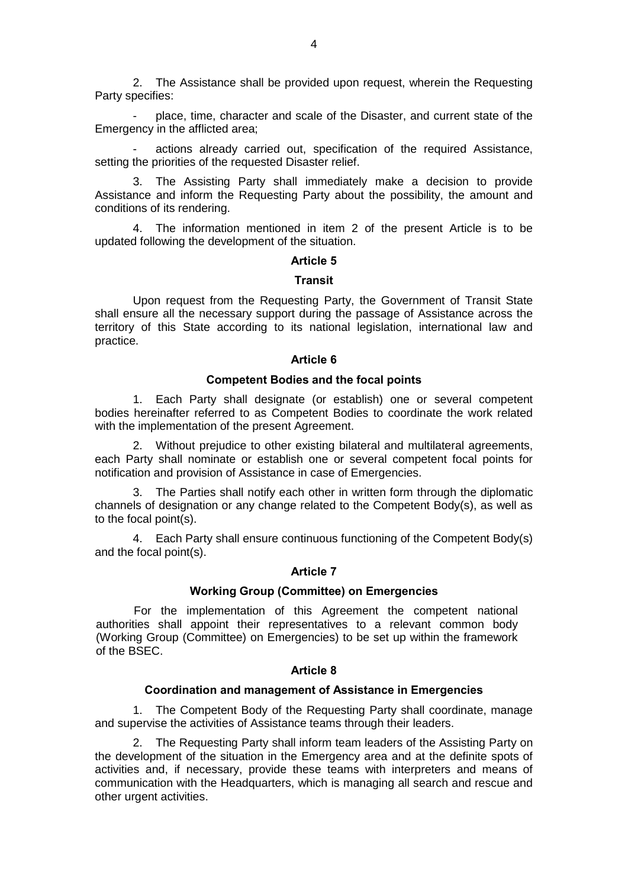2. The Assistance shall be provided upon request, wherein the Requesting Party specifies:

- place, time, character and scale of the Disaster, and current state of the Emergency in the afflicted area;
- actions already carried out, specification of the required Assistance, setting the priorities of the requested Disaster relief.

3. The Assisting Party shall immediately make a decision to provide Assistance and inform the Requesting Party about the possibility, the amount and conditions of its rendering.

4. The information mentioned in item 2 of the present Article is to be updated following the development of the situation.

## Article 5

### Transit

Upon request from the Requesting Party, the Government of Transit State shall ensure all the necessary support during the passage of Assistance across the territory of this State according to its national legislation, international law and practice.

## Article 6

### Competent Bodies and the focal points

1. Each Party shall designate (or establish) one or several competent bodies hereinafter referred to as Competent Bodies to coordinate the work related with the implementation of the present Agreement.

2. Without prejudice to other existing bilateral and multilateral agreements, each Party shall nominate or establish one or several competent focal points for notification and provision of Assistance in case of Emergencies.

3. The Parties shall notify each other in written form through the diplomatic channels of designation or any change related to the Competent Body(s), as well as to the focal point(s).

4. Each Party shall ensure continuous functioning of the Competent Body(s) and the focal point(s).

## Article 7

### Working Group (Committee) on Emergencies

For the implementation of this Agreement the competent national authorities shall appoint their representatives to a relevant common body (Working Group (Committee) on Emergencies) to be set up within the framework of the BSEC.

## Article 8

### Coordination and management of Assistance in Emergencies

1. The Competent Body of the Requesting Party shall coordinate, manage and supervise the activities of Assistance teams through their leaders.

2. The Requesting Party shall inform team leaders of the Assisting Party on the development of the situation in the Emergency area and at the definite spots of activities and, if necessary, provide these teams with interpreters and means of communication with the Headquarters, which is managing all search and rescue and other urgent activities.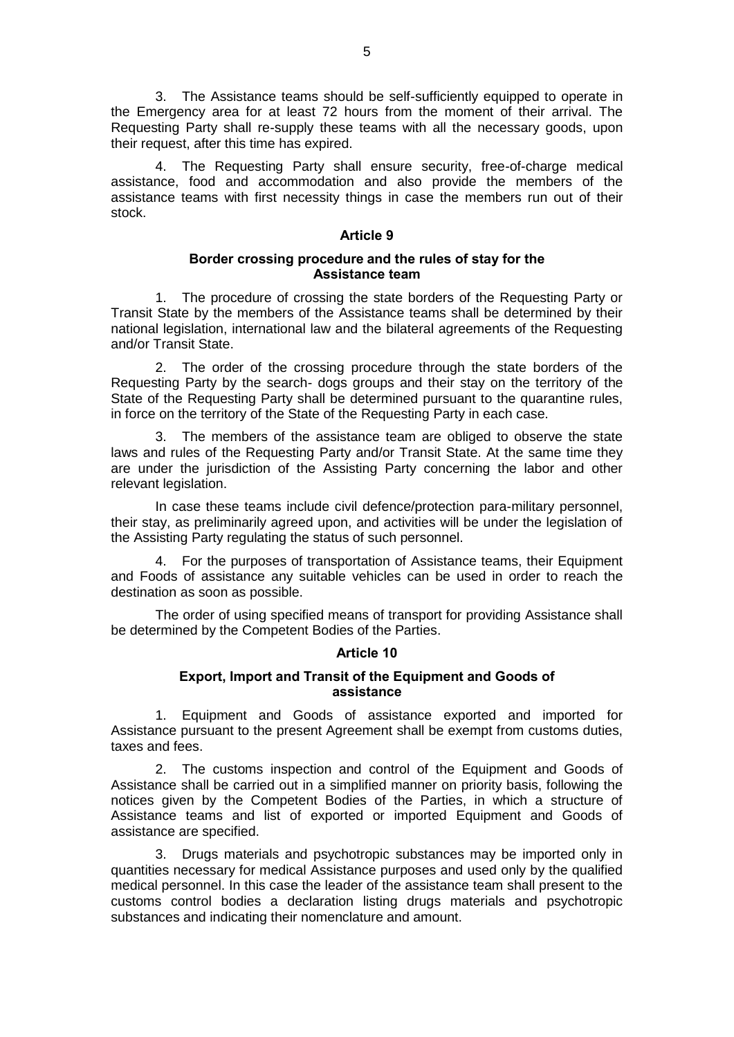3. The Assistance teams should be self-sufficiently equipped to operate in the Emergency area for at least 72 hours from the moment of their arrival. The Requesting Party shall re-supply these teams with all the necessary goods, upon their request, after this time has expired.

4. The Requesting Party shall ensure security, free-of-charge medical assistance, food and accommodation and also provide the members of the assistance teams with first necessity things in case the members run out of their stock.

## Article 9

### Border crossing procedure and the rules of stay for the Assistance team

1. The procedure of crossing the state borders of the Requesting Party or Transit State by the members of the Assistance teams shall be determined by their national legislation, international law and the bilateral agreements of the Requesting and/or Transit State.

2. The order of the crossing procedure through the state borders of the Requesting Party by the search- dogs groups and their stay on the territory of the State of the Requesting Party shall be determined pursuant to the quarantine rules, in force on the territory of the State of the Requesting Party in each case.

3. The members of the assistance team are obliged to observe the state laws and rules of the Requesting Party and/or Transit State. At the same time they are under the jurisdiction of the Assisting Party concerning the labor and other relevant legislation.

In case these teams include civil defence/protection para-military personnel, their stay, as preliminarily agreed upon, and activities will be under the legislation of the Assisting Party regulating the status of such personnel.

4. For the purposes of transportation of Assistance teams, their Equipment and Foods of assistance any suitable vehicles can be used in order to reach the destination as soon as possible.

The order of using specified means of transport for providing Assistance shall be determined by the Competent Bodies of the Parties.

## Article 10

### Export, Import and Transit of the Equipment and Goods of assistance

1. Equipment and Goods of assistance exported and imported for Assistance pursuant to the present Agreement shall be exempt from customs duties, taxes and fees.

2. The customs inspection and control of the Equipment and Goods of Assistance shall be carried out in a simplified manner on priority basis, following the notices given by the Competent Bodies of the Parties, in which a structure of Assistance teams and list of exported or imported Equipment and Goods of assistance are specified.

3. Drugs materials and psychotropic substances may be imported only in quantities necessary for medical Assistance purposes and used only by the qualified medical personnel. In this case the leader of the assistance team shall present to the customs control bodies a declaration listing drugs materials and psychotropic substances and indicating their nomenclature and amount.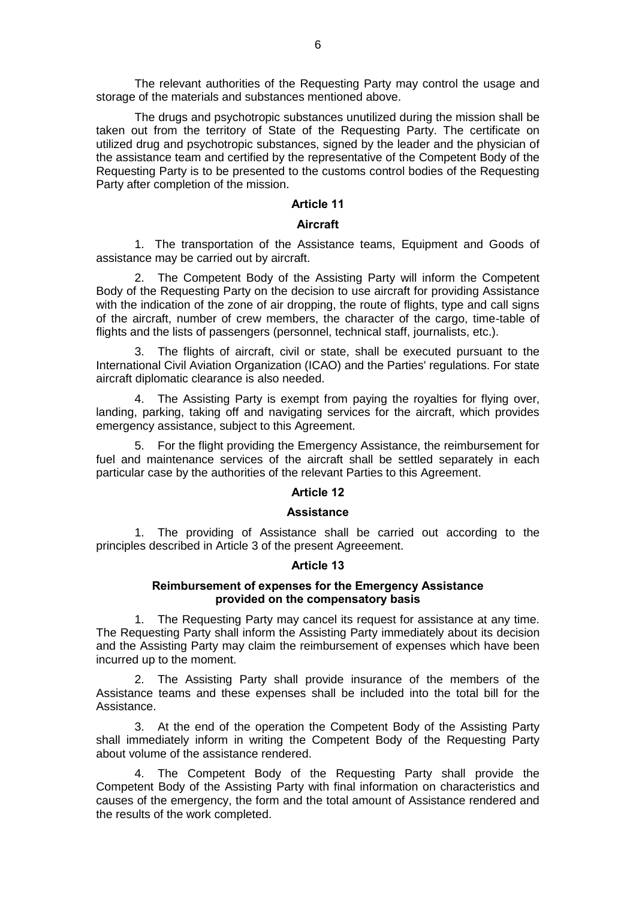The relevant authorities of the Requesting Party may control the usage and storage of the materials and substances mentioned above.

The drugs and psychotropic substances unutilized during the mission shall be taken out from the territory of State of the Requesting Party. The certificate on utilized drug and psychotropic substances, signed by the leader and the physician of the assistance team and certified by the representative of the Competent Body of the Requesting Party is to be presented to the customs control bodies of the Requesting Party after completion of the mission.

## Article 11

### Aircraft

1. The transportation of the Assistance teams, Equipment and Goods of assistance may be carried out by aircraft.

2. The Competent Body of the Assisting Party will inform the Competent Body of the Requesting Party on the decision to use aircraft for providing Assistance with the indication of the zone of air dropping, the route of flights, type and call signs of the aircraft, number of crew members, the character of the cargo, time-table of flights and the lists of passengers (personnel, technical staff, journalists, etc.).

3. The flights of aircraft, civil or state, shall be executed pursuant to the International Civil Aviation Organization (ICAO) and the Parties' regulations. For state aircraft diplomatic clearance is also needed.

4. The Assisting Party is exempt from paying the royalties for flying over, landing, parking, taking off and navigating services for the aircraft, which provides emergency assistance, subject to this Agreement.

5. For the flight providing the Emergency Assistance, the reimbursement for fuel and maintenance services of the aircraft shall be settled separately in each particular case by the authorities of the relevant Parties to this Agreement.

## Article 12

### Assistance

1. The providing of Assistance shall be carried out according to the principles described in Article 3 of the present Agreeement.

## Article 13

### Reimbursement of expenses for the Emergency Assistance provided on the compensatory basis

1. The Requesting Party may cancel its request for assistance at any time. The Requesting Party shall inform the Assisting Party immediately about its decision and the Assisting Party may claim the reimbursement of expenses which have been incurred up to the moment.

2. The Assisting Party shall provide insurance of the members of the Assistance teams and these expenses shall be included into the total bill for the Assistance.

3. At the end of the operation the Competent Body of the Assisting Party shall immediately inform in writing the Competent Body of the Requesting Party about volume of the assistance rendered.

4. The Competent Body of the Requesting Party shall provide the Competent Body of the Assisting Party with final information on characteristics and causes of the emergency, the form and the total amount of Assistance rendered and the results of the work completed.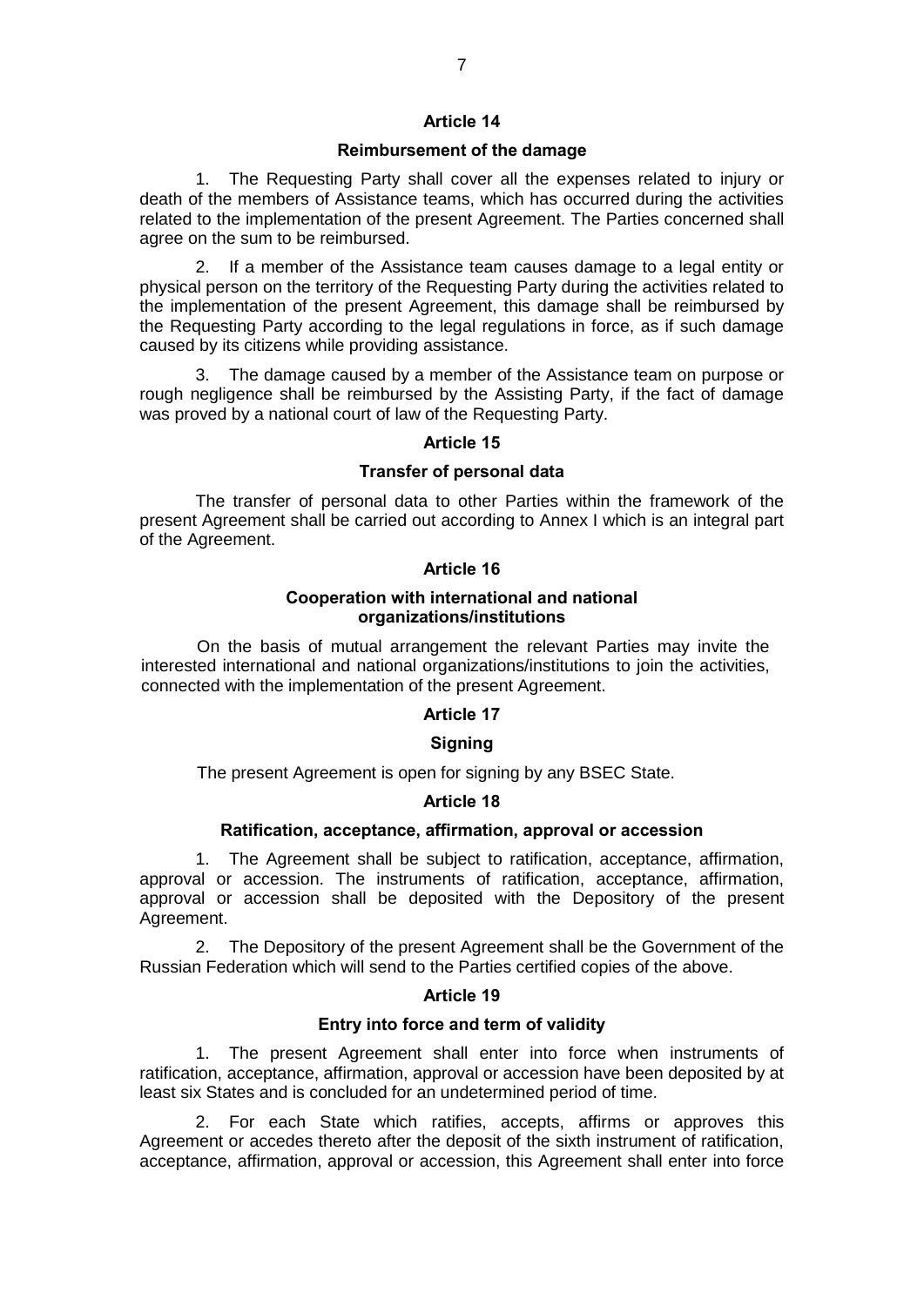## Article 14

### Reimbursement of the damage

1. The Requesting Party shall cover all the expenses related to injury or death of the members of Assistance teams, which has occurred during the activities related to the implementation of the present Agreement. The Parties concerned shall agree on the sum to be reimbursed.

2. If a member of the Assistance team causes damage to a legal entity or physical person on the territory of the Requesting Party during the activities related to the implementation of the present Agreement, this damage shall be reimbursed by the Requesting Party according to the legal regulations in force, as if such damage caused by its citizens while providing assistance.

3. The damage caused by a member of the Assistance team on purpose or rough negligence shall be reimbursed by the Assisting Party, if the fact of damage was proved by a national court of law of the Requesting Party.

## Article 15

### Transfer of personal data

The transfer of personal data to other Parties within the framework of the present Agreement shall be carried out according to Annex I which is an integral part of the Agreement.

## Article 16

### Cooperation with international and national organizations/institutions

On the basis of mutual arrangement the relevant Parties may invite the interested international and national organizations/institutions to join the activities, connected with the implementation of the present Agreement.

## Article 17

### Signing

The present Agreement is open for signing by any BSEC State.

## Article 18

### Ratification, acceptance, affirmation, approval or accession

1. The Agreement shall be subject to ratification, acceptance, affirmation, approval or accession. The instruments of ratification, acceptance, affirmation, approval or accession shall be deposited with the Depository of the present Agreement.

2. The Depository of the present Agreement shall be the Government of the Russian Federation which will send to the Parties certified copies of the above.

## Article 19

### Entry into force and term of validity

1. The present Agreement shall enter into force when instruments of ratification, acceptance, affirmation, approval or accession have been deposited by at least six States and is concluded for an undetermined period of time.

2. For each State which ratifies, accepts, affirms or approves this Agreement or accedes thereto after the deposit of the sixth instrument of ratification, acceptance, affirmation, approval or accession, this Agreement shall enter into force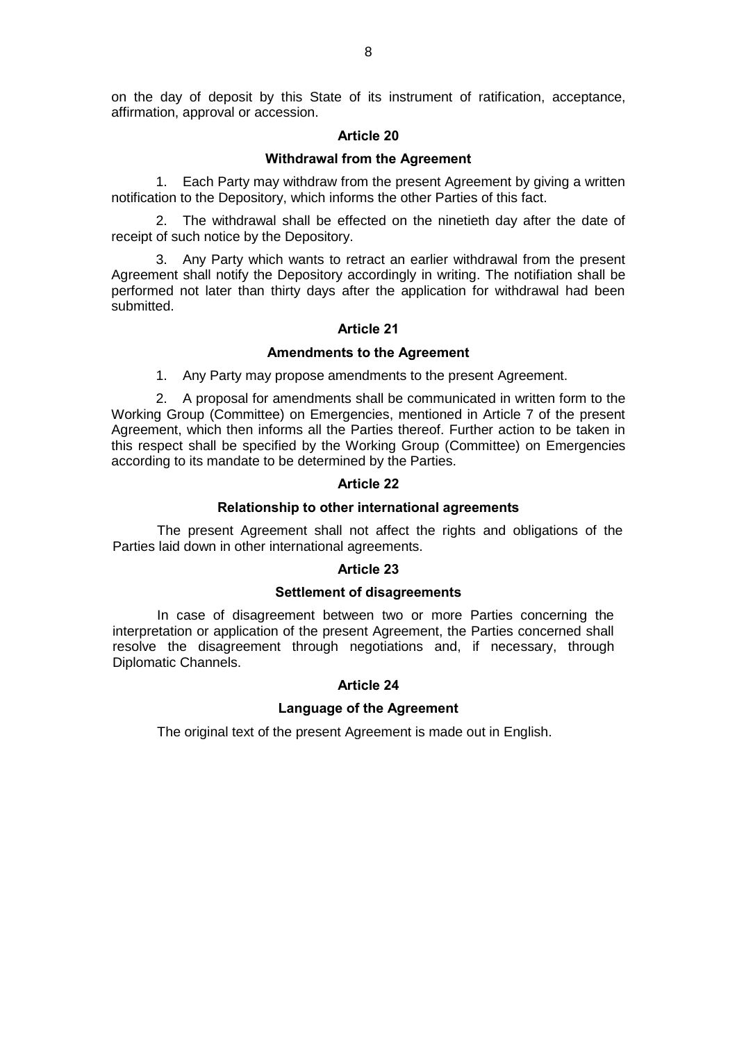on the day of deposit by this State of its instrument of ratification, acceptance, affirmation, approval or accession.

### Article 20

### Withdrawal from the Agreement

1. Each Party may withdraw from the present Agreement by giving a written notification to the Depository, which informs the other Parties of this fact.

2. The withdrawal shall be effected on the ninetieth day after the date of receipt of such notice by the Depository.

3. Any Party which wants to retract an earlier withdrawal from the present Agreement shall notify the Depository accordingly in writing. The notifiation shall be performed not later than thirty days after the application for withdrawal had been submitted.

### Article 21

### Amendments to the Agreement

1. Any Party may propose amendments to the present Agreement.

2. A proposal for amendments shall be communicated in written form to the Working Group (Committee) on Emergencies, mentioned in Article 7 of the present Agreement, which then informs all the Parties thereof. Further action to be taken in this respect shall be specified by the Working Group (Committee) on Emergencies according to its mandate to be determined by the Parties.

### Article 22

### Relationship to other international agreements

The present Agreement shall not affect the rights and obligations of the Parties laid down in other international agreements.

### Article 23

### Settlement of disagreements

In case of disagreement between two or more Parties concerning the interpretation or application of the present Agreement, the Parties concerned shall resolve the disagreement through negotiations and, if necessary, through Diplomatic Channels.

### Article 24

### Language of the Agreement

The original text of the present Agreement is made out in English.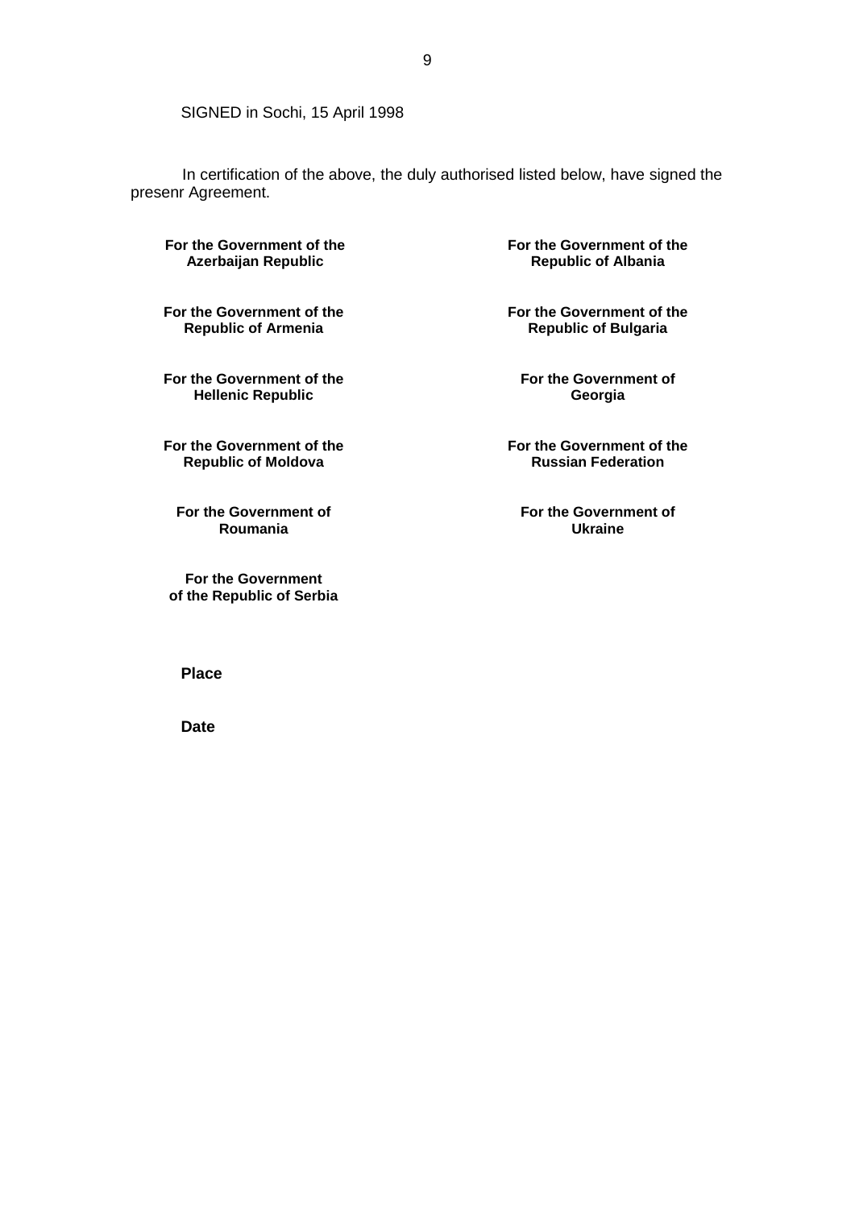SIGNED in Sochi, 15 April 1998

In certification of the above, the duly authorised listed below, have signed the presenr Agreement.

| | |
|---|---|
| **For the Government of the Azerbaijan Republic** | **For the Government of the Republic of Albania** |
| **For the Government of the Republic of Armenia** | **For the Government of the Republic of Bulgaria** |
| **For the Government of the Hellenic Republic** | **For the Government of Georgia** |
| **For the Government of the Republic of Moldova** | **For the Government of the Russian Federation** |
| **For the Government of Roumania** | **For the Government of Ukraine** |
| **For the Government of the Republic of Serbia** | |

**Place**

**Date**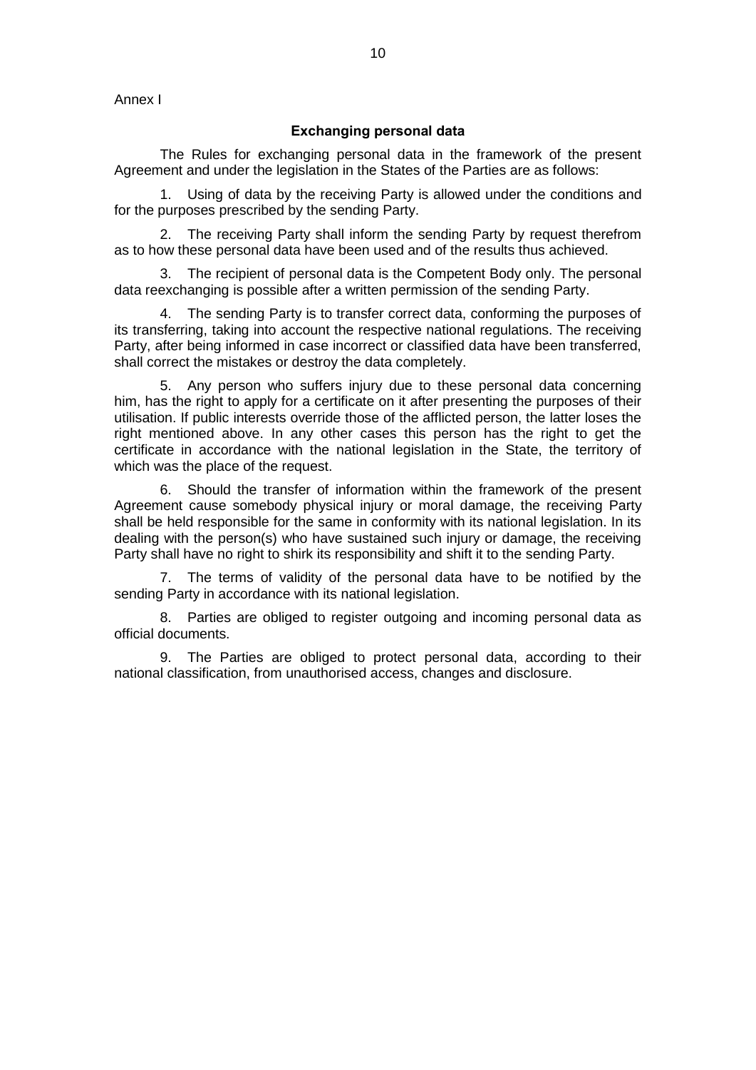Annex I

## Exchanging personal data

The Rules for exchanging personal data in the framework of the present Agreement and under the legislation in the States of the Parties are as follows:

1. Using of data by the receiving Party is allowed under the conditions and for the purposes prescribed by the sending Party.

2. The receiving Party shall inform the sending Party by request therefrom as to how these personal data have been used and of the results thus achieved.

3. The recipient of personal data is the Competent Body only. The personal data reexchanging is possible after a written permission of the sending Party.

4. The sending Party is to transfer correct data, conforming the purposes of its transferring, taking into account the respective national regulations. The receiving Party, after being informed in case incorrect or classified data have been transferred, shall correct the mistakes or destroy the data completely.

5. Any person who suffers injury due to these personal data concerning him, has the right to apply for a certificate on it after presenting the purposes of their utilisation. If public interests override those of the afflicted person, the latter loses the right mentioned above. In any other cases this person has the right to get the certificate in accordance with the national legislation in the State, the territory of which was the place of the request.

6. Should the transfer of information within the framework of the present Agreement cause somebody physical injury or moral damage, the receiving Party shall be held responsible for the same in conformity with its national legislation. In its dealing with the person(s) who have sustained such injury or damage, the receiving Party shall have no right to shirk its responsibility and shift it to the sending Party.

7. The terms of validity of the personal data have to be notified by the sending Party in accordance with its national legislation.

8. Parties are obliged to register outgoing and incoming personal data as official documents.

9. The Parties are obliged to protect personal data, according to their national classification, from unauthorised access, changes and disclosure.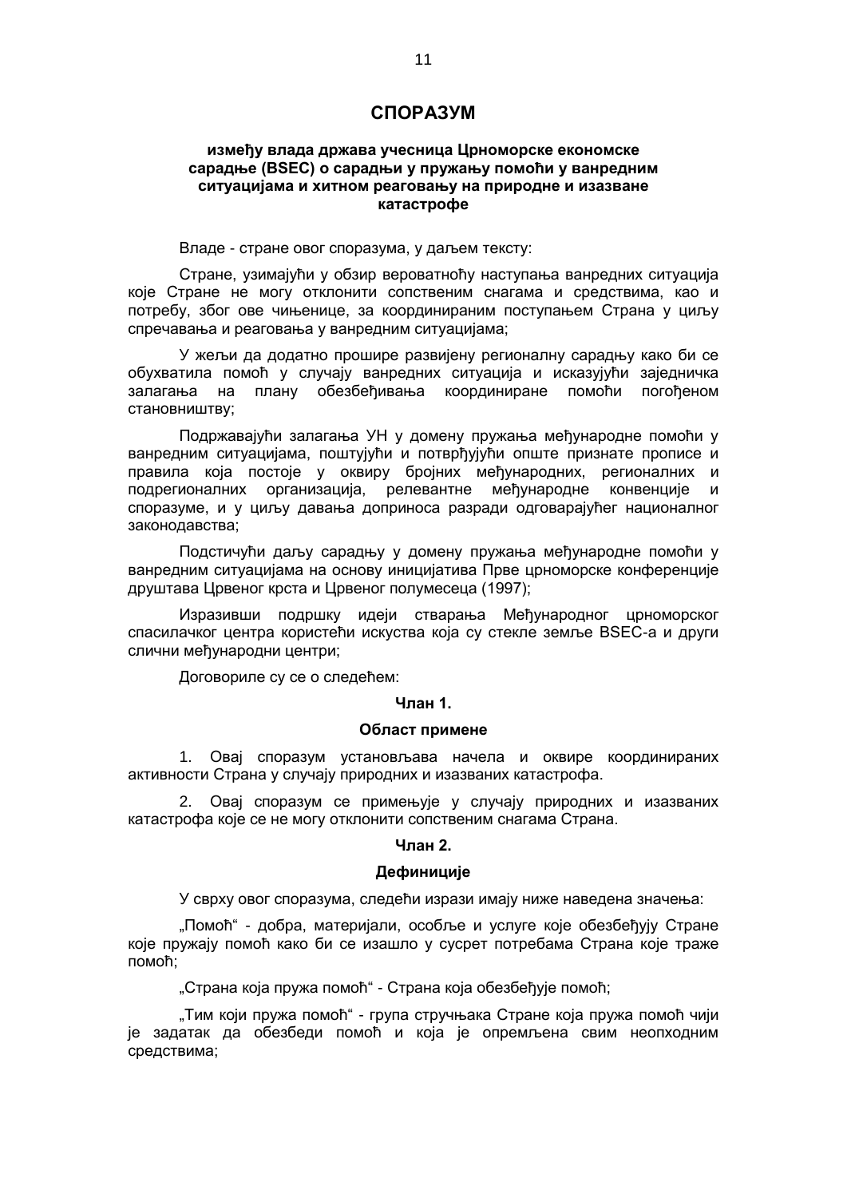# СПОРАЗУМ

**између влада држава учесница Црноморске економске сарадње (BSEC) о сарадњи у пружању помоћи у ванредним ситуацијама и хитном реаговању на природне и изазване катастрофе**

Владе - стране овог споразума, у даљем тексту:

Стране, узимајући у обзир вероватноћу наступања ванредних ситуација које Стране не могу отклонити сопственим снагама и средствима, као и потребу, због ове чињенице, за координираним поступањем Страна у циљу спречавања и реаговања у ванредним ситуацијама;

У жељи да додатно прошире развијену регионалну сарадњу како би се обухватила помоћ у случају ванредних ситуација и исказујући заједничка залагања на плану обезбеђивања координиране помоћи погођеном становништву;

Подржавајући залагања УН у домену пружања међународне помоћи у ванредним ситуацијама, поштујући и потврђујући опште признате прописе и правила која постоје у оквиру бројних међународних, регионалних и подрегионалних организација, релевантне међународне конвенције и споразуме, и у циљу давања доприноса разради одговарајућег националног законодавства;

Подстичући даљу сарадњу у домену пружања међународне помоћи у ванредним ситуацијама на основу иницијатива Прве црноморске конференције друштава Црвеног крста и Црвеног полумесеца (1997);

Изразивши подршку идеји стварања Међународног црноморског спасилачког центра користећи искуства која су стекле земље BSEC-а и други слични међународни центри;

Договориле су се о следећем:

## Члан 1.

### Област примене

1. Овај споразум установљава начела и оквире координираних активности Страна у случају природних и изазваних катастрофа.

2. Овај споразум се примењује у случају природних и изазваних катастрофа које се не могу отклонити сопственим снагама Страна.

## Члан 2.

### Дефиниције

У сврху овог споразума, следећи изрази имају ниже наведена значења:

„Помоћ“ - добра, материјали, особље и услуге које обезбеђују Стране које пружају помоћ како би се изашло у сусрет потребама Страна које траже помоћ;

„Страна која пружа помоћ“ - Страна која обезбеђује помоћ;

„Тим који пружа помоћ“ - група стручњака Стране која пружа помоћ чији је задатак да обезбеди помоћ и која је опремљена свим неопходним средствима;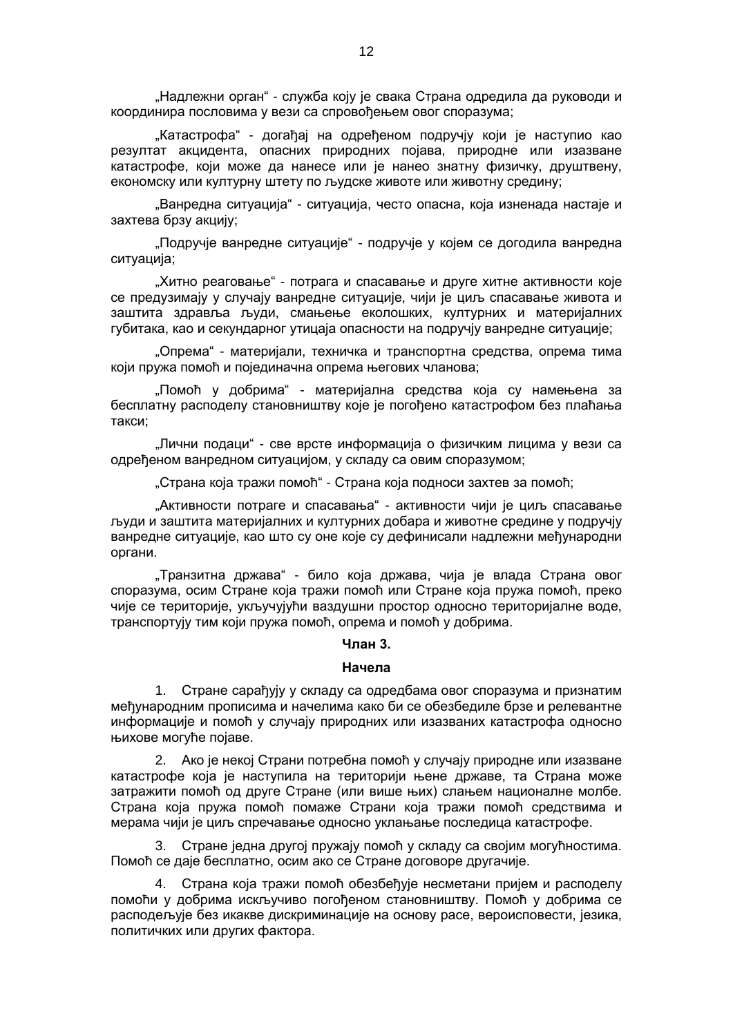„Надлежни орган" - служба коју је свака Страна одредила да руководи и координира пословима у вези са спровођењем овог споразума;

„Катастрофа" - догађај на одређеном подручју који је наступио као резултат акцидента, опасних природних појава, природне или изазване катастрофе, који може да нанесе или је нанео знатну физичку, друштвену, економску или културну штету по људске животе или животну средину;

„Ванредна ситуација" - ситуација, често опасна, која изненада настаје и захтева брзу акцију;

„Подручје ванредне ситуације" - подручје у којем се догодила ванредна ситуација;

„Хитно реаговање" - потрага и спасавање и друге хитне активности које се предузимају у случају ванредне ситуације, чији је циљ спасавање живота и заштита здравља људи, смањење еколошких, културних и материјалних губитака, као и секундарног утицаја опасности на подручју ванредне ситуације;

„Опрема" - материјали, техничка и транспортна средства, опрема тима који пружа помоћ и појединачна опрема његових чланова;

„Помоћ у добрима" - материјална средства која су намењена за бесплатну расподелу становништву које је погођено катастрофом без плаћања такси;

„Лични подаци" - све врсте информација о физичким лицима у вези са одређеном ванредном ситуацијом, у складу са овим споразумом;

„Страна која тражи помоћ" - Страна која подноси захтев за помоћ;

„Активности потраге и спасавања" - активности чији је циљ спасавање људи и заштита материјалних и културних добара и животне средине у подручју ванредне ситуације, као што су оне које су дефинисали надлежни међународни органи.

„Транзитна држава" - било која држава, чија је влада Страна овог споразума, осим Стране која тражи помоћ или Стране која пружа помоћ, преко чије се територије, укључујући ваздушни простор односно територијалне воде, транспортују тим који пружа помоћ, опрема и помоћ у добрима.

**Члан 3.**

**Начела**

1. Стране сарађују у складу са одредбама овог споразума и признатим међународним прописима и начелима како би се обезбедиле брзе и релевантне информације и помоћ у случају природних или изазваних катастрофа односно њихове могуће појаве.

2. Ако је некој Страни потребна помоћ у случају природне или изазване катастрофе која је наступила на територији њене државе, та Страна може затражити помоћ од друге Стране (или више њих) слањем националне молбе. Страна која пружа помоћ помаже Страни која тражи помоћ средствима и мерама чији је циљ спречавање односно уклањање последица катастрофе.

3. Стране једна другој пружају помоћ у складу са својим могућностима. Помоћ се даје бесплатно, осим ако се Стране договоре другачије.

4. Страна која тражи помоћ обезбеђује несметани пријем и расподелу помоћи у добрима искључиво погођеном становништву. Помоћ у добрима се расподељује без икакве дискриминације на основу расе, вероисповести, језика, политичких или других фактора.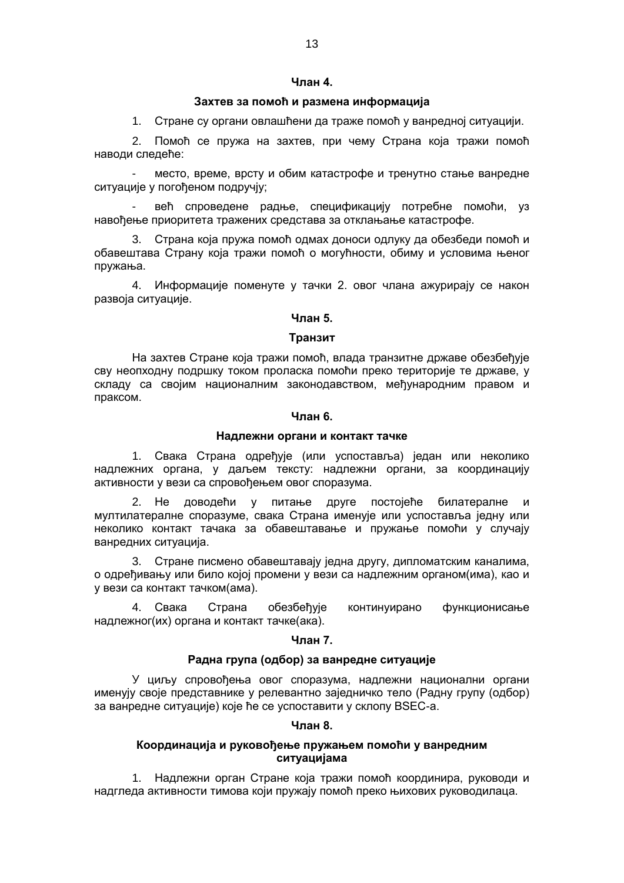**Члан 4.**

**Захтев за помоћ и размена информација**

1. Стране су органи овлашћени да траже помоћ у ванредној ситуацији.

2. Помоћ се пружа на захтев, при чему Страна која тражи помоћ наводи следеће:

- место, време, врсту и обим катастрофе и тренутно стање ванредне ситуације у погођеном подручју;

- већ спроведене радње, спецификацију потребне помоћи, уз навођење приоритета тражених средстава за отклањање катастрофе.

3. Страна која пружа помоћ одмах доноси одлуку да обезбеди помоћ и обавештава Страну која тражи помоћ о могућности, обиму и условима њеног пружања.

4. Информације поменуте у тачки 2. овог члана ажурирају се након развоја ситуације.

**Члан 5.**

**Транзит**

На захтев Стране која тражи помоћ, влада транзитне државе обезбеђује сву неопходну подршку током проласка помоћи преко територије те државе, у складу са својим националним законодавством, међународним правом и праксом.

**Члан 6.**

**Надлежни органи и контакт тачке**

1. Свака Страна одређује (или успоставља) један или неколико надлежних органа, у даљем тексту: надлежни органи, за координацију активности у вези са спровођењем овог споразума.

2. Не доводећи у питање друге постојеће билатералне и мултилатералне споразуме, свака Страна именује или успоставља једну или неколико контакт тачака за обавештавање и пружање помоћи у случају ванредних ситуација.

3. Стране писмено обавештавају једна другу, дипломатским каналима, о одређивању или било којој промени у вези са надлежним органом(има), као и у вези са контакт тачком(ама).

4. Свака Страна обезбеђује континуирано функционисање надлежног(их) органа и контакт тачке(ака).

**Члан 7.**

**Радна група (одбор) за ванредне ситуације**

У циљу спровођења овог споразума, надлежни национални органи именују своје представнике у релевантно заједничко тело (Радну групу (одбор) за ванредне ситуације) које ће се успоставити у склопу BSEC-а.

**Члан 8.**

**Координација и руковођење пружањем помоћи у ванредним ситуацијама**

1. Надлежни орган Стране која тражи помоћ координира, руководи и надгледа активности тимова који пружају помоћ преко њихових руководилаца.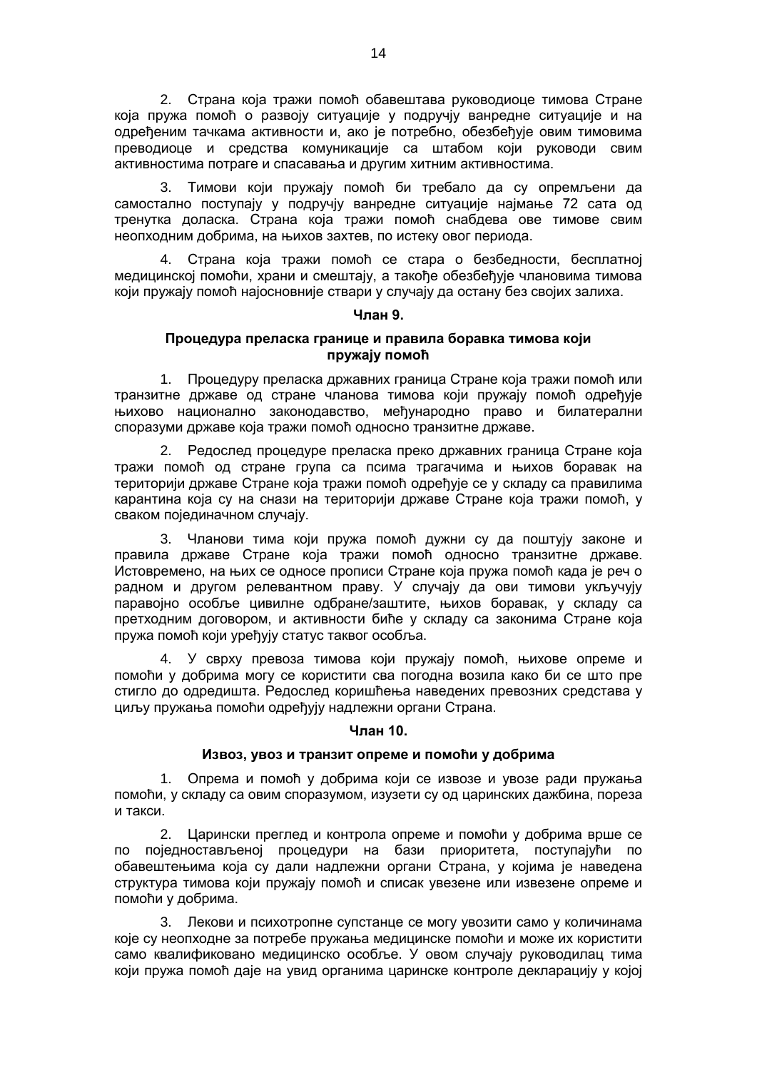2. Страна која тражи помоћ обавештава руководиоце тимова Стране која пружа помоћ о развоју ситуације у подручју ванредне ситуације и на одређеним тачкама активности и, ако је потребно, обезбеђује овим тимовима преводиоце и средства комуникације са штабом који руководи свим активностима потраге и спасавања и другим хитним активностима.

3. Тимови који пружају помоћ би требало да су опремљени да самостално поступају у подручју ванредне ситуације најмање 72 сата од тренутка доласка. Страна која тражи помоћ снабдева ове тимове свим неопходним добрима, на њихов захтев, по истеку овог периода.

4. Страна која тражи помоћ се стара о безбедности, бесплатној медицинској помоћи, храни и смештају, а такође обезбеђује члановима тимова који пружају помоћ најосновније ствари у случају да остану без својих залиха.

**Члан 9.**

**Процедура преласка границе и правила боравка тимова који пружају помоћ**

1. Процедуру преласка државних граница Стране која тражи помоћ или транзитне државе од стране чланова тимова који пружају помоћ одређује њихово национално законодавство, међународно право и билатерални споразуми државе која тражи помоћ односно транзитне државе.

2. Редослед процедуре преласка преко државних граница Стране која тражи помоћ од стране група са псима трагачима и њихов боравак на територији државе Стране која тражи помоћ одређује се у складу са правилима карантина која су на снази на територији државе Стране која тражи помоћ, у сваком појединачном случају.

3. Чланови тима који пружа помоћ дужни су да поштују законе и правила државе Стране која тражи помоћ односно транзитне државе. Истовремено, на њих се односе прописи Стране која пружа помоћ када је реч о радном и другом релевантном праву. У случају да ови тимови укључују паравојно особље цивилне одбране/заштите, њихов боравак, у складу са претходним договором, и активности биће у складу са законима Стране која пружа помоћ који уређују статус таквог особља.

4. У сврху превоза тимова који пружају помоћ, њихове опреме и помоћи у добрима могу се користити сва погодна возила како би се што пре стигло до одредишта. Редослед коришћења наведених превозних средстава у циљу пружања помоћи одређују надлежни органи Страна.

**Члан 10.**

**Извоз, увоз и транзит опреме и помоћи у добрима**

1. Опрема и помоћ у добрима који се извозе и увозе ради пружања помоћи, у складу са овим споразумом, изузети су од царинских дажбина, пореза и такси.

2. Царински преглед и контрола опреме и помоћи у добрима врше се по поједностављеној процедури на бази приоритета, поступајући по обавештењима која су дали надлежни органи Страна, у којима је наведена структура тимова који пружају помоћ и списак увезене или извезене опреме и помоћи у добрима.

3. Лекови и психотропне супстанце се могу увозити само у количинама које су неопходне за потребе пружања медицинске помоћи и може их користити само квалификовано медицинско особље. У овом случају руководилац тима који пружа помоћ даје на увид органима царинске контроле декларацију у којој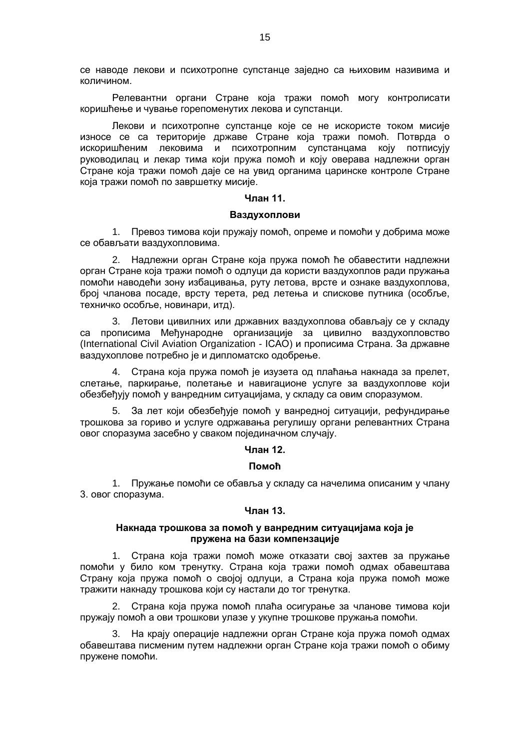се наводе лекови и психотропне супстанце заједно са њиховим називима и количином.

Релевантни органи Стране која тражи помоћ могу контролисати коришћење и чување горепоменутих лекова и супстанци.

Лекови и психотропне супстанце које се не искористе током мисије износе се са територије државе Стране која тражи помоћ. Потврда о искоришћеним лековима и психотропним супстанцама коју потписују руководилац и лекар тима који пружа помоћ и коју оверава надлежни орган Стране која тражи помоћ даје се на увид органима царинске контроле Стране која тражи помоћ по завршетку мисије.

**Члан 11.**

**Ваздухоплови**

1. Превоз тимова који пружају помоћ, опреме и помоћи у добрима може се обављати ваздухопловима.

2. Надлежни орган Стране која пружа помоћ ће обавестити надлежни орган Стране која тражи помоћ о одлуци да користи ваздухоплов ради пружања помоћи наводећи зону избацивања, руту летова, врсте и ознаке ваздухоплова, број чланова посаде, врсту терета, ред летења и спискове путника (особље, техничко особље, новинари, итд).

3. Летови цивилних или државних ваздухоплова обављају се у складу са прописима Међународне организације за цивилно ваздухопловство (International Civil Aviation Organization - ICAO) и прописима Страна. За државне ваздухоплове потребно је и дипломатско одобрење.

4. Страна која пружа помоћ је изузета од плаћања накнада за прелет, слетање, паркирање, полетање и навигационе услуге за ваздухоплове који обезбеђују помоћ у ванредним ситуацијама, у складу са овим споразумом.

5. За лет који обезбеђује помоћ у ванредној ситуацији, рефундирање трошкова за гориво и услуге одржавања регулишу органи релевантних Страна овог споразума засебно у сваком појединачном случају.

**Члан 12.**

**Помоћ**

1. Пружање помоћи се обавља у складу са начелима описаним у члану 3. овог споразума.

**Члан 13.**

**Накнада трошкова за помоћ у ванредним ситуацијама која је пружена на бази компензације**

1. Страна која тражи помоћ може отказати свој захтев за пружање помоћи у било ком тренутку. Страна која тражи помоћ одмах обавештава Страну која пружа помоћ о својој одлуци, а Страна која пружа помоћ може тражити накнаду трошкова који су настали до тог тренутка.

2. Страна која пружа помоћ плаћа осигурање за чланове тимова који пружају помоћ а ови трошкови улазе у укупне трошкове пружања помоћи.

3. На крају операције надлежни орган Стране која пружа помоћ одмах обавештава писменим путем надлежни орган Стране која тражи помоћ о обиму пружене помоћи.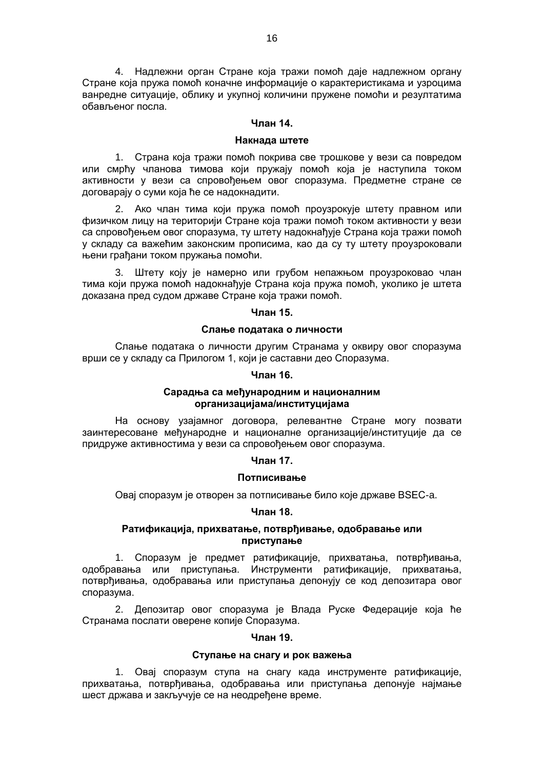4. Надлежни орган Стране која тражи помоћ даје надлежном органу Стране која пружа помоћ коначне информације о карактеристикама и узроцима ванредне ситуације, облику и укупној количини пружене помоћи и резултатима обављеног посла.

**Члан 14.**

**Накнада штете**

1. Страна која тражи помоћ покрива све трошкове у вези са повредом или смрћу чланова тимова који пружају помоћ која је наступила током активности у вези са спровођењем овог споразума. Предметне стране се договарају о суми која ће се надокнадити.

2. Ако члан тима који пружа помоћ проузрокује штету правном или физичком лицу на територији Стране која тражи помоћ током активности у вези са спровођењем овог споразума, ту штету надокнађује Страна која тражи помоћ у складу са важећим законским прописима, као да су ту штету проузроковали њени грађани током пружања помоћи.

3. Штету коју је намерно или грубом непажњом проузроковао члан тима који пружа помоћ надокнађује Страна која пружа помоћ, уколико је штета доказана пред судом државе Стране која тражи помоћ.

**Члан 15.**

**Слање података о личности**

Слање података о личности другим Странама у оквиру овог споразума врши се у складу са Прилогом 1, који је саставни део Споразума.

**Члан 16.**

**Сарадња са међународним и националним организацијама/институцијама**

На основу узајамног договора, релевантне Стране могу позвати заинтересоване међународне и националне организације/институције да се придруже активностима у вези са спровођењем овог споразума.

**Члан 17.**

**Потписивање**

Овај споразум је отворен за потписивање било које државе BSEC-а.

**Члан 18.**

**Ратификација, прихватање, потврђивање, одобравање или приступање**

1. Споразум је предмет ратификације, прихватања, потврђивања, одобравања или приступања. Инструменти ратификације, прихватања, потврђивања, одобравања или приступања депонују се код депозитара овог споразума.

2. Депозитар овог споразума је Влада Руске Федерације која ће Странама послати оверене копије Споразума.

**Члан 19.**

**Ступање на снагу и рок важења**

1. Овај споразум ступа на снагу када инструменте ратификације, прихватања, потврђивања, одобравања или приступања депонује најмање шест држава и закључује се на неодређене време.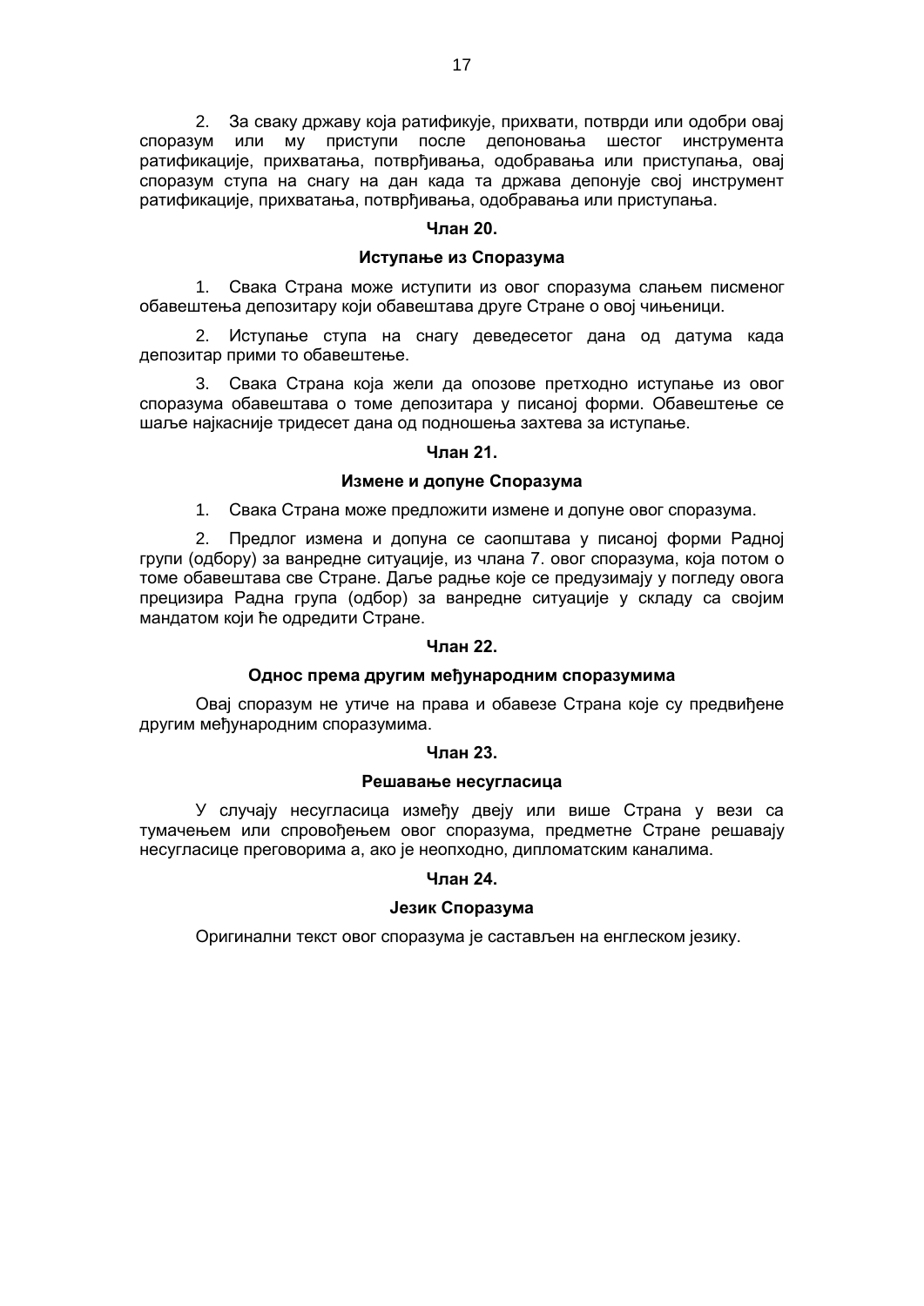2. За сваку државу која ратификује, прихвати, потврди или одобри овај споразум или му приступи после депоновања шестог инструмента ратификације, прихватања, потврђивања, одобравања или приступања, овај споразум ступа на снагу на дан када та држава депонује свој инструмент ратификације, прихватања, потврђивања, одобравања или приступања.

**Члан 20.**

**Иступање из Споразума**

1. Свака Страна може иступити из овог споразума слањем писменог обавештења депозитару који обавештава друге Стране о овој чињеници.

2. Иступање ступа на снагу деведесетог дана од датума када депозитар прими то обавештење.

3. Свака Страна која жели да опозове претходно иступање из овог споразума обавештава о томе депозитара у писаној форми. Обавештење се шаље најкасније тридесет дана од подношења захтева за иступање.

**Члан 21.**

**Измене и допуне Споразума**

1. Свака Страна може предложити измене и допуне овог споразума.

2. Предлог измена и допуна се саопштава у писаној форми Радној групи (одбору) за ванредне ситуације, из члана 7. овог споразума, која потом о томе обавештава све Стране. Даље радње које се предузимају у погледу овога прецизира Радна група (одбор) за ванредне ситуације у складу са својим мандатом који ће одредити Стране.

**Члан 22.**

**Однос према другим међународним споразумима**

Овај споразум не утиче на права и обавезе Страна које су предвиђене другим међународним споразумима.

**Члан 23.**

**Решавање несугласица**

У случају несугласица између двеју или више Страна у вези са тумачењем или спровођењем овог споразума, предметне Стране решавају несугласице преговорима а, ако је неопходно, дипломатским каналима.

**Члан 24.**

**Језик Споразума**

Оригинални текст овог споразума је састављен на енглеском језику.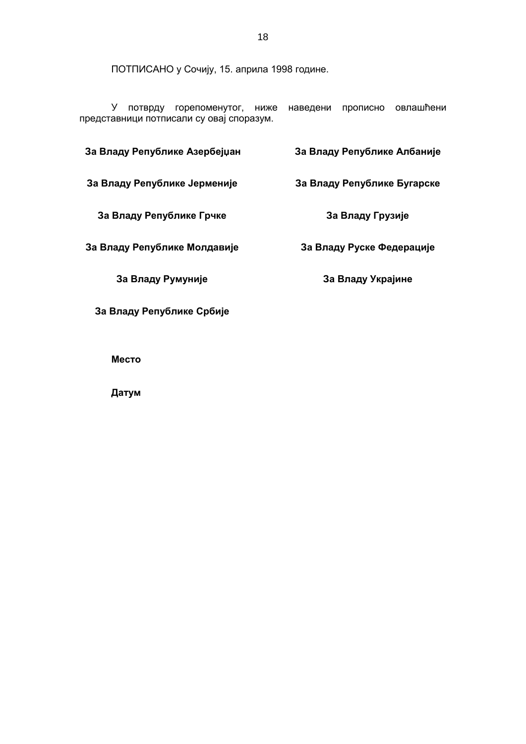ПОТПИСАНО у Сочију, 15. априла 1998 године.

У потврду горепоменутог, ниже наведени прописно овлашћени представници потписали су овај споразум.

**За Владу Републике Азербејџан**

**За Владу Републике Албаније**

**За Владу Републике Јерменије**

**За Владу Републике Бугарске**

**За Владу Републике Грчке**

**За Владу Грузије**

**За Владу Републике Молдавије**

**За Владу Руске Федерације**

**За Владу Румуније**

**За Владу Украјине**

**За Владу Републике Србије**

**Место**

**Датум**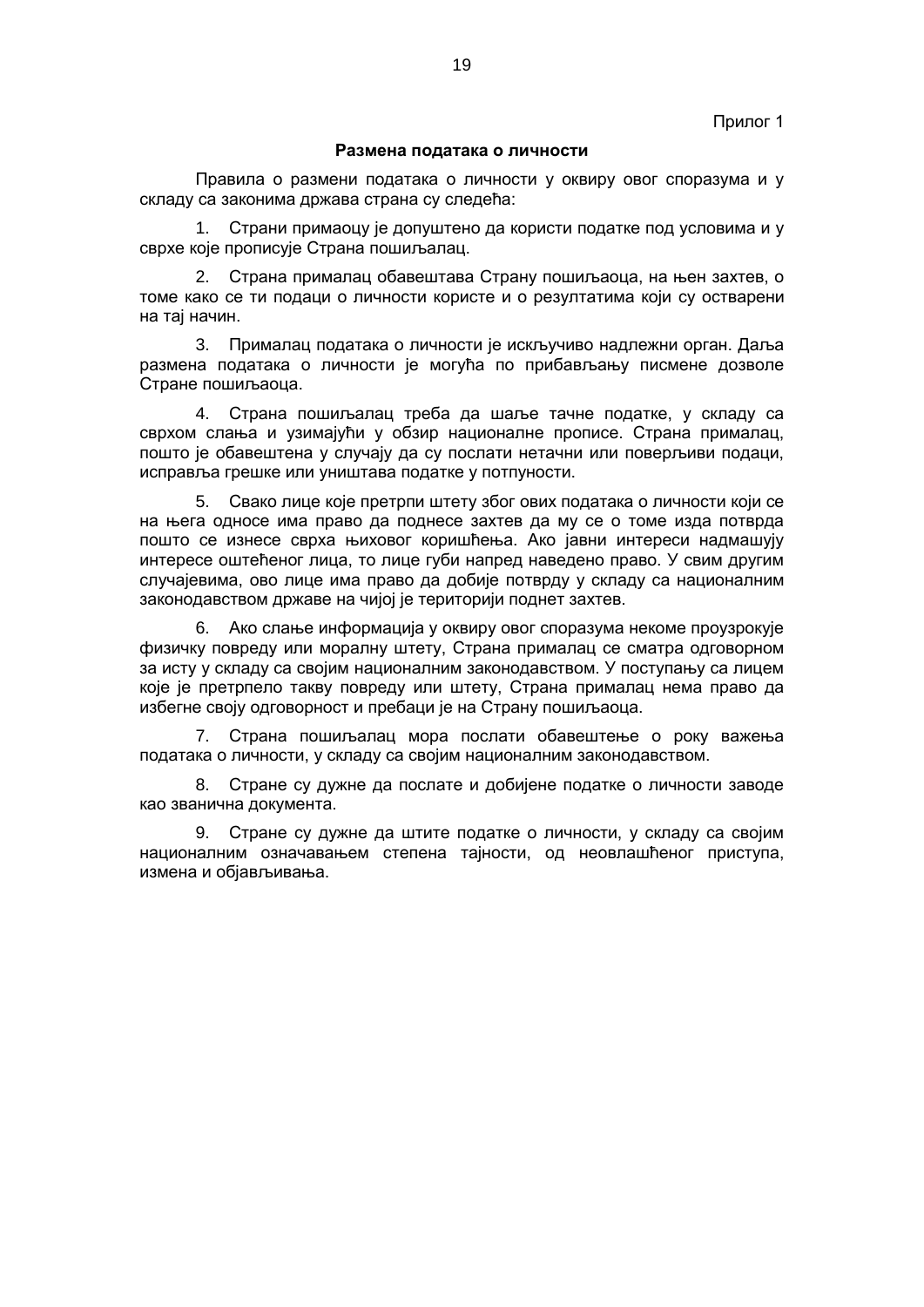Прилог 1

## Размена података о личности

Правила о размени података о личности у оквиру овог споразума и у складу са законима држава страна су следећа:

1. Страни примаоцу је допуштено да користи податке под условима и у сврхе које прописује Страна пошиљалац.

2. Страна прималац обавештава Страну пошиљаоца, на њен захтев, о томе како се ти подаци о личности користе и о резултатима који су остварени на тај начин.

3. Прималац података о личности је искључиво надлежни орган. Даља размена података о личности је могућа по прибављању писмене дозволе Стране пошиљаоца.

4. Страна пошиљалац треба да шаље тачне податке, у складу са сврхом слања и узимајући у обзир националне прописе. Страна прималац, пошто је обавештена у случају да су послати нетачни или поверљиви подаци, исправља грешке или уништава податке у потпуности.

5. Свако лице које претрпи штету због ових података о личности који се на њега односе има право да поднесе захтев да му се о томе изда потврда пошто се изнесе сврха њиховог коришћења. Ако јавни интереси надмашују интересе оштећеног лица, то лице губи напред наведено право. У свим другим случајевима, ово лице има право да добије потврду у складу са националним законодавством државе на чијој је територији поднет захтев.

6. Ако слање информација у оквиру овог споразума некоме проузрокује физичку повреду или моралну штету, Страна прималац се сматра одговорном за исту у складу са својим националним законодавством. У поступању са лицем које је претрпело такву повреду или штету, Страна прималац нема право да избегне своју одговорност и пребаци је на Страну пошиљаоца.

7. Страна пошиљалац мора послати обавештење о року важења података о личности, у складу са својим националним законодавством.

8. Стране су дужне да пошаљу и добијене податке о личности заводе као званична документа.

9. Стране су дужне да штите податке о личности, у складу са својим националним означавањем степена тајности, од неовлашћеног приступа, измена и објављивања.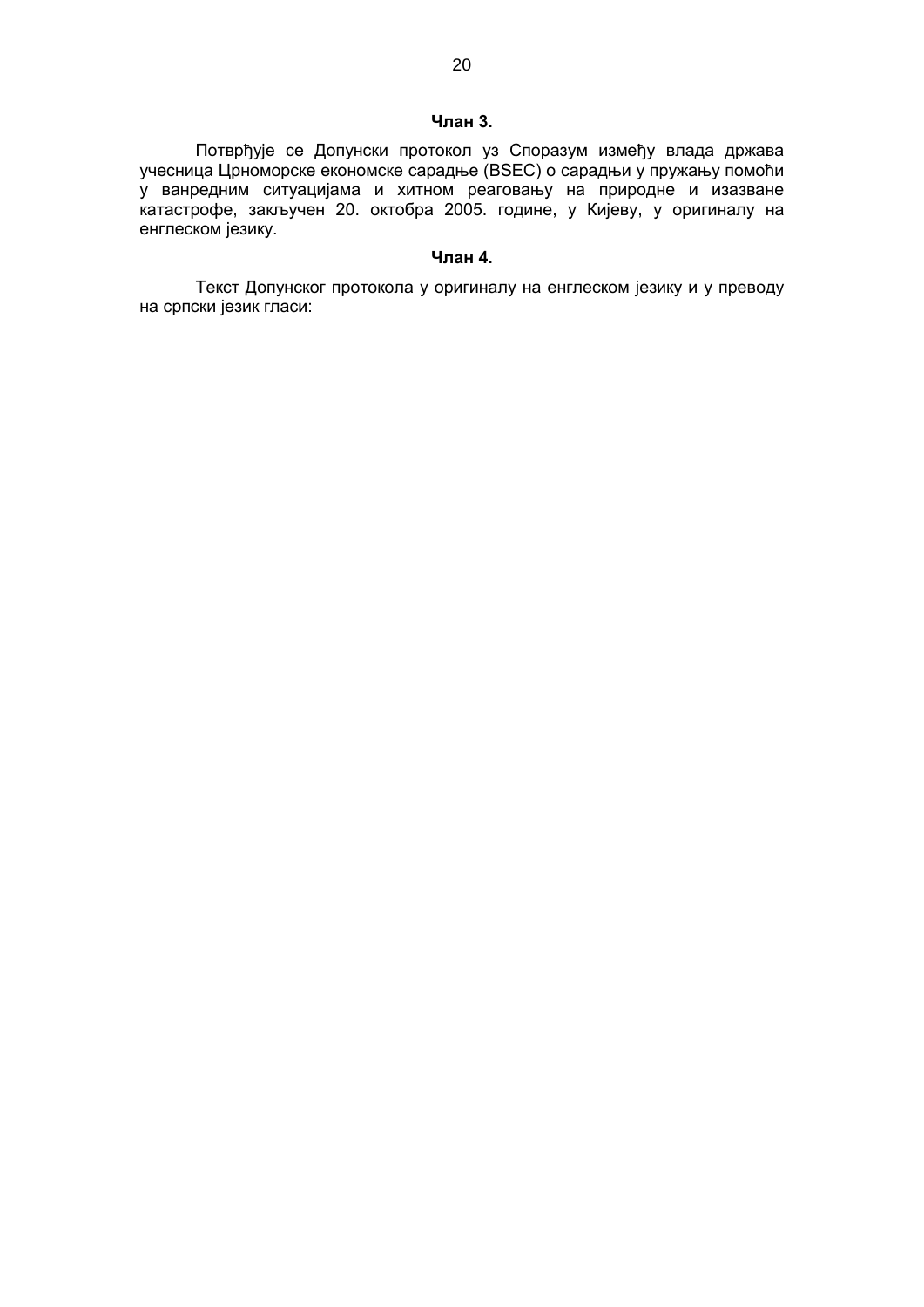### Члан 3.

Потврђује се Допунски протокол уз Споразум између влада држава учесница Црноморске економске сарадње (BSEC) о сарадњи у пружању помоћи у ванредним ситуацијама и хитном реаговању на природне и изазване катастрофе, закључен 20. октобра 2005. године, у Кијеву, у оригиналу на енглеском језику.

### Члан 4.

Текст Допунског протокола у оригиналу на енглеском језику и у преводу на српски језик гласи: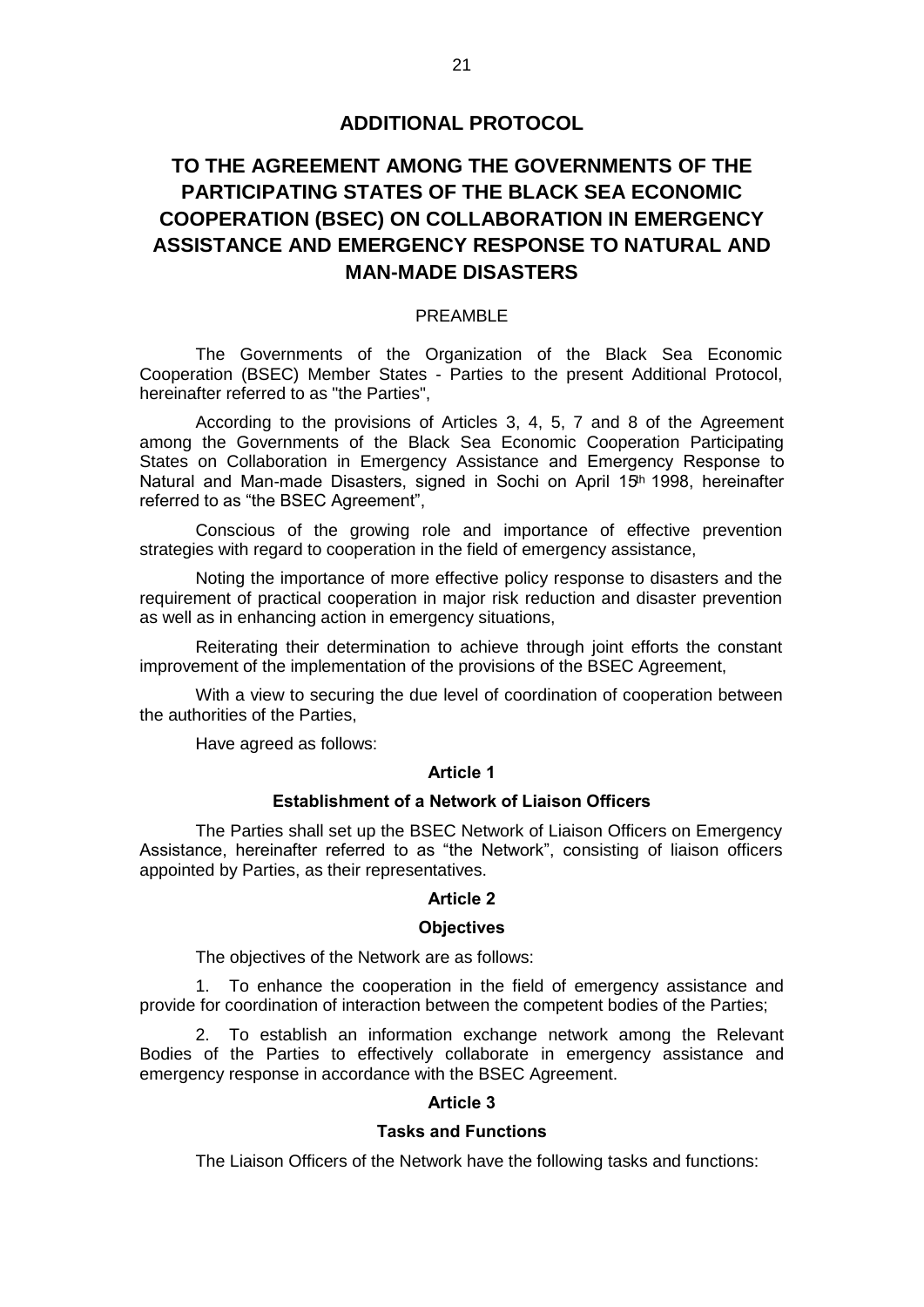# ADDITIONAL PROTOCOL

## TO THE AGREEMENT AMONG THE GOVERNMENTS OF THE PARTICIPATING STATES OF THE BLACK SEA ECONOMIC COOPERATION (BSEC) ON COLLABORATION IN EMERGENCY ASSISTANCE AND EMERGENCY RESPONSE TO NATURAL AND MAN-MADE DISASTERS

PREAMBLE

The Governments of the Organization of the Black Sea Economic Cooperation (BSEC) Member States - Parties to the present Additional Protocol, hereinafter referred to as "the Parties",

According to the provisions of Articles 3, 4, 5, 7 and 8 of the Agreement among the Governments of the Black Sea Economic Cooperation Participating States on Collaboration in Emergency Assistance and Emergency Response to Natural and Man-made Disasters, signed in Sochi on April 15th 1998, hereinafter referred to as "the BSEC Agreement",

Conscious of the growing role and importance of effective prevention strategies with regard to cooperation in the field of emergency assistance,

Noting the importance of more effective policy response to disasters and the requirement of practical cooperation in major risk reduction and disaster prevention as well as in enhancing action in emergency situations,

Reiterating their determination to achieve through joint efforts the constant improvement of the implementation of the provisions of the BSEC Agreement,

With a view to securing the due level of coordination of cooperation between the authorities of the Parties,

Have agreed as follows:

**Article 1**

**Establishment of a Network of Liaison Officers**

The Parties shall set up the BSEC Network of Liaison Officers on Emergency Assistance, hereinafter referred to as "the Network", consisting of liaison officers appointed by Parties, as their representatives.

**Article 2**

**Objectives**

The objectives of the Network are as follows:

1. To enhance the cooperation in the field of emergency assistance and provide for coordination of interaction between the competent bodies of the Parties;

2. To establish an information exchange network among the Relevant Bodies of the Parties to effectively collaborate in emergency assistance and emergency response in accordance with the BSEC Agreement.

**Article 3**

**Tasks and Functions**

The Liaison Officers of the Network have the following tasks and functions: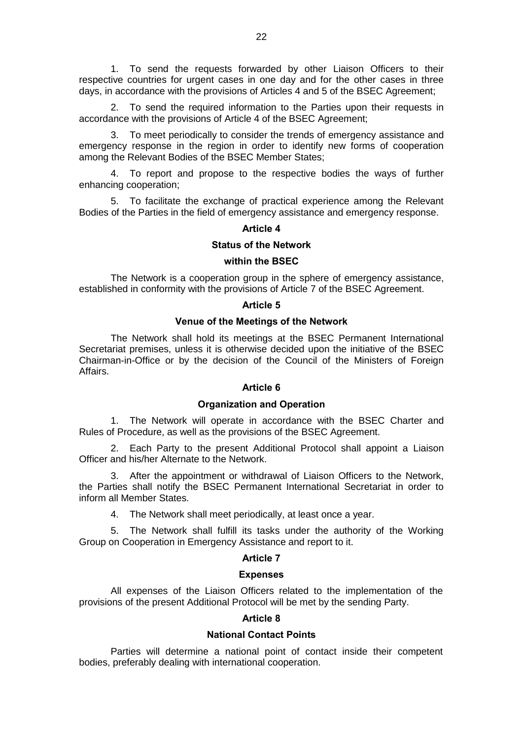1. To send the requests forwarded by other Liaison Officers to their respective countries for urgent cases in one day and for the other cases in three days, in accordance with the provisions of Articles 4 and 5 of the BSEC Agreement;

2. To send the required information to the Parties upon their requests in accordance with the provisions of Article 4 of the BSEC Agreement;

3. To meet periodically to consider the trends of emergency assistance and emergency response in the region in order to identify new forms of cooperation among the Relevant Bodies of the BSEC Member States;

4. To report and propose to the respective bodies the ways of further enhancing cooperation;

5. To facilitate the exchange of practical experience among the Relevant Bodies of the Parties in the field of emergency assistance and emergency response.

**Article 4**

**Status of the Network**

**within the BSEC**

The Network is a cooperation group in the sphere of emergency assistance, established in conformity with the provisions of Article 7 of the BSEC Agreement.

**Article 5**

**Venue of the Meetings of the Network**

The Network shall hold its meetings at the BSEC Permanent International Secretariat premises, unless it is otherwise decided upon the initiative of the BSEC Chairman-in-Office or by the decision of the Council of the Ministers of Foreign Affairs.

**Article 6**

**Organization and Operation**

1. The Network will operate in accordance with the BSEC Charter and Rules of Procedure, as well as the provisions of the BSEC Agreement.

2. Each Party to the present Additional Protocol shall appoint a Liaison Officer and his/her Alternate to the Network.

3. After the appointment or withdrawal of Liaison Officers to the Network, the Parties shall notify the BSEC Permanent International Secretariat in order to inform all Member States.

4. The Network shall meet periodically, at least once a year.

5. The Network shall fulfill its tasks under the authority of the Working Group on Cooperation in Emergency Assistance and report to it.

**Article 7**

**Expenses**

All expenses of the Liaison Officers related to the implementation of the provisions of the present Additional Protocol will be met by the sending Party.

**Article 8**

**National Contact Points**

Parties will determine a national point of contact inside their competent bodies, preferably dealing with international cooperation.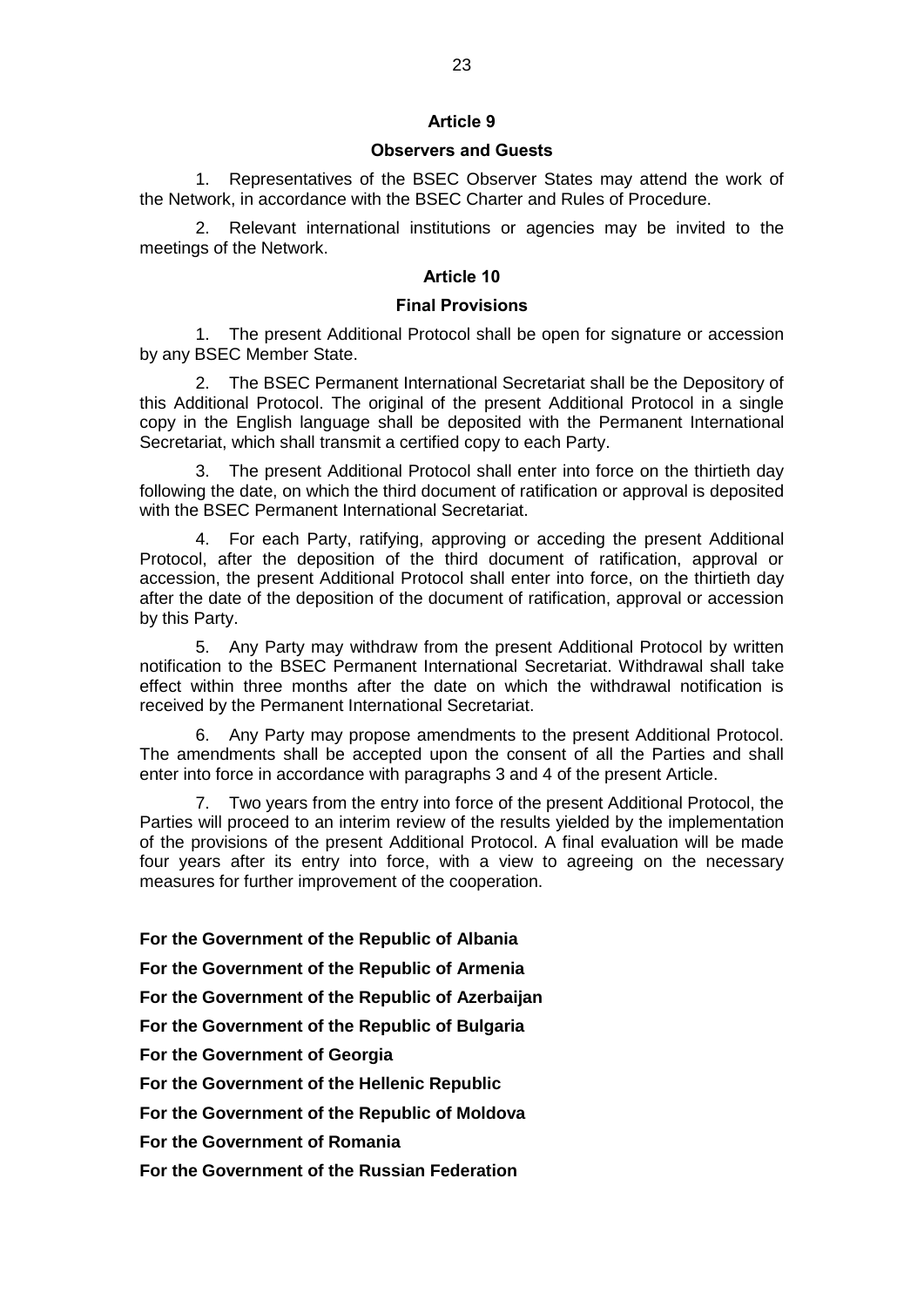## Article 9

### Observers and Guests

1. Representatives of the BSEC Observer States may attend the work of the Network, in accordance with the BSEC Charter and Rules of Procedure.

2. Relevant international institutions or agencies may be invited to the meetings of the Network.

## Article 10

### Final Provisions

1. The present Additional Protocol shall be open for signature or accession by any BSEC Member State.

2. The BSEC Permanent International Secretariat shall be the Depository of this Additional Protocol. The original of the present Additional Protocol in a single copy in the English language shall be deposited with the Permanent International Secretariat, which shall transmit a certified copy to each Party.

3. The present Additional Protocol shall enter into force on the thirtieth day following the date, on which the third document of ratification or approval is deposited with the BSEC Permanent International Secretariat.

4. For each Party, ratifying, approving or acceding the present Additional Protocol, after the deposition of the third document of ratification, approval or accession, the present Additional Protocol shall enter into force, on the thirtieth day after the date of the deposition of the document of ratification, approval or accession by this Party.

5. Any Party may withdraw from the present Additional Protocol by written notification to the BSEC Permanent International Secretariat. Withdrawal shall take effect within three months after the date on which the withdrawal notification is received by the Permanent International Secretariat.

6. Any Party may propose amendments to the present Additional Protocol. The amendments shall be accepted upon the consent of all the Parties and shall enter into force in accordance with paragraphs 3 and 4 of the present Article.

7. Two years from the entry into force of the present Additional Protocol, the Parties will proceed to an interim review of the results yielded by the implementation of the provisions of the present Additional Protocol. A final evaluation will be made four years after its entry into force, with a view to agreeing on the necessary measures for further improvement of the cooperation.

**For the Government of the Republic of Albania**

**For the Government of the Republic of Armenia**

**For the Government of the Republic of Azerbaijan**

**For the Government of the Republic of Bulgaria**

**For the Government of Georgia**

**For the Government of the Hellenic Republic**

**For the Government of the Republic of Moldova**

**For the Government of Romania**

**For the Government of the Russian Federation**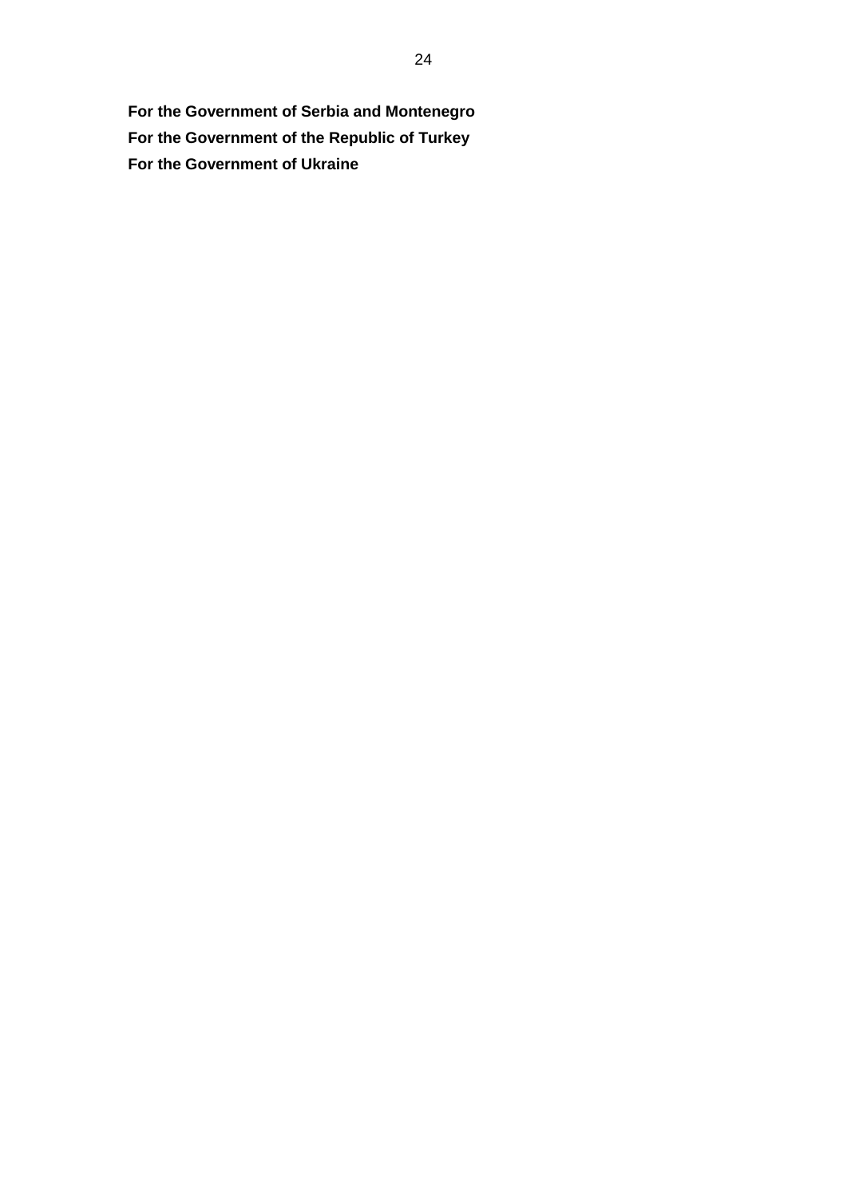**For the Government of Serbia and Montenegro**

**For the Government of the Republic of Turkey**

**For the Government of Ukraine**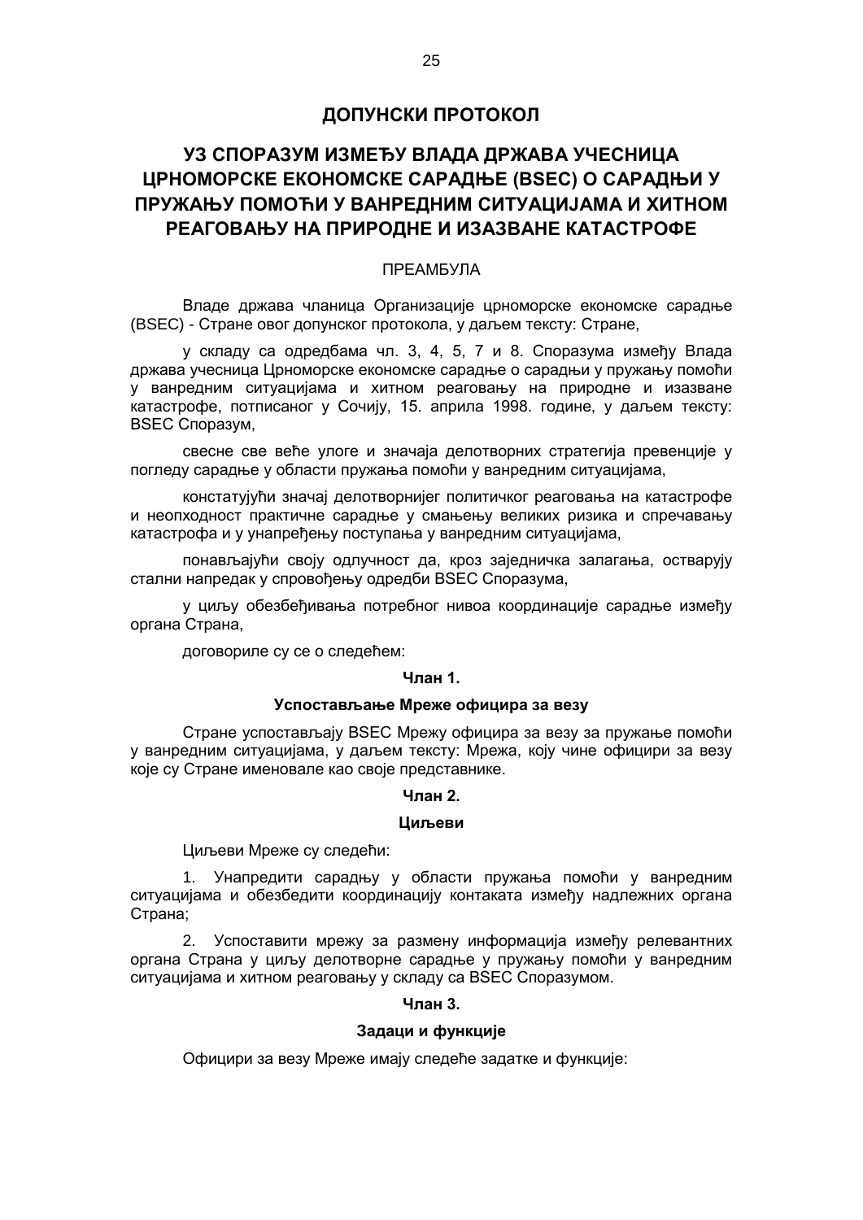# ДОПУНСКИ ПРОТОКОЛ

# УЗ СПОРАЗУМ ИЗМЕЂУ ВЛАДА ДРЖАВА УЧЕСНИЦА ЦРНОМОРСКЕ ЕКОНОМСКЕ САРАДЊЕ (BSEC) О САРАДЊИ У ПРУЖАЊУ ПОМОЋИ У ВАНРЕДНИМ СИТУАЦИЈАМА И ХИТНОМ РЕАГОВАЊУ НА ПРИРОДНЕ И ИЗАЗВАНЕ КАТАСТРОФЕ

ПРЕАМБУЛА

Владе држава чланица Организације црноморске економске сарадње (BSEC) - Стране овог допунског протокола, у даљем тексту: Стране,

у складу са одредбама чл. 3, 4, 5, 7 и 8. Споразума између Влада држава учесница Црноморске економске сарадње о сарадњи у пружању помоћи у ванредним ситуацијама и хитном реаговању на природне и изазване катастрофе, потписаног у Сочију, 15. априла 1998. године, у даљем тексту: BSEC Споразум,

свесне све веће улоге и значаја делотворних стратегија превенције у погледу сарадње у области пружања помоћи у ванредним ситуацијама,

констатујући значај делотворнијег политичког реаговања на катастрофе и неопходност практичне сарадње у смањењу великих ризика и спречавању катастрофа и у унапређењу поступања у ванредним ситуацијама,

понављајући своју одлучност да, кроз заједничка залагања, остварују стални напредак у спровођењу одредби BSEC Споразума,

у циљу обезбеђивања потребног нивоа координације сарадње између органа Страна,

договориле су се о следећем:

**Члан 1.**

**Успостављање Мреже официра за везу**

Стране успостављају BSEC Мрежу официра за везу за пружање помоћи у ванредним ситуацијама, у даљем тексту: Мрежа, коју чине официри за везу које су Стране именовале као своје представнике.

**Члан 2.**

**Циљеви**

Циљеви Мреже су следећи:

1. Унапредити сарадњу у области пружања помоћи у ванредним ситуацијама и обезбедити координацију контаката између надлежних органа Страна;

2. Успоставити мрежу за размену информација између релевантних органа Страна у циљу делотворне сарадње у пружању помоћи у ванредним ситуацијама и хитном реаговању у складу са BSEC Споразумом.

**Члан 3.**

**Задаци и функције**

Официри за везу Мреже имају следеће задатке и функције: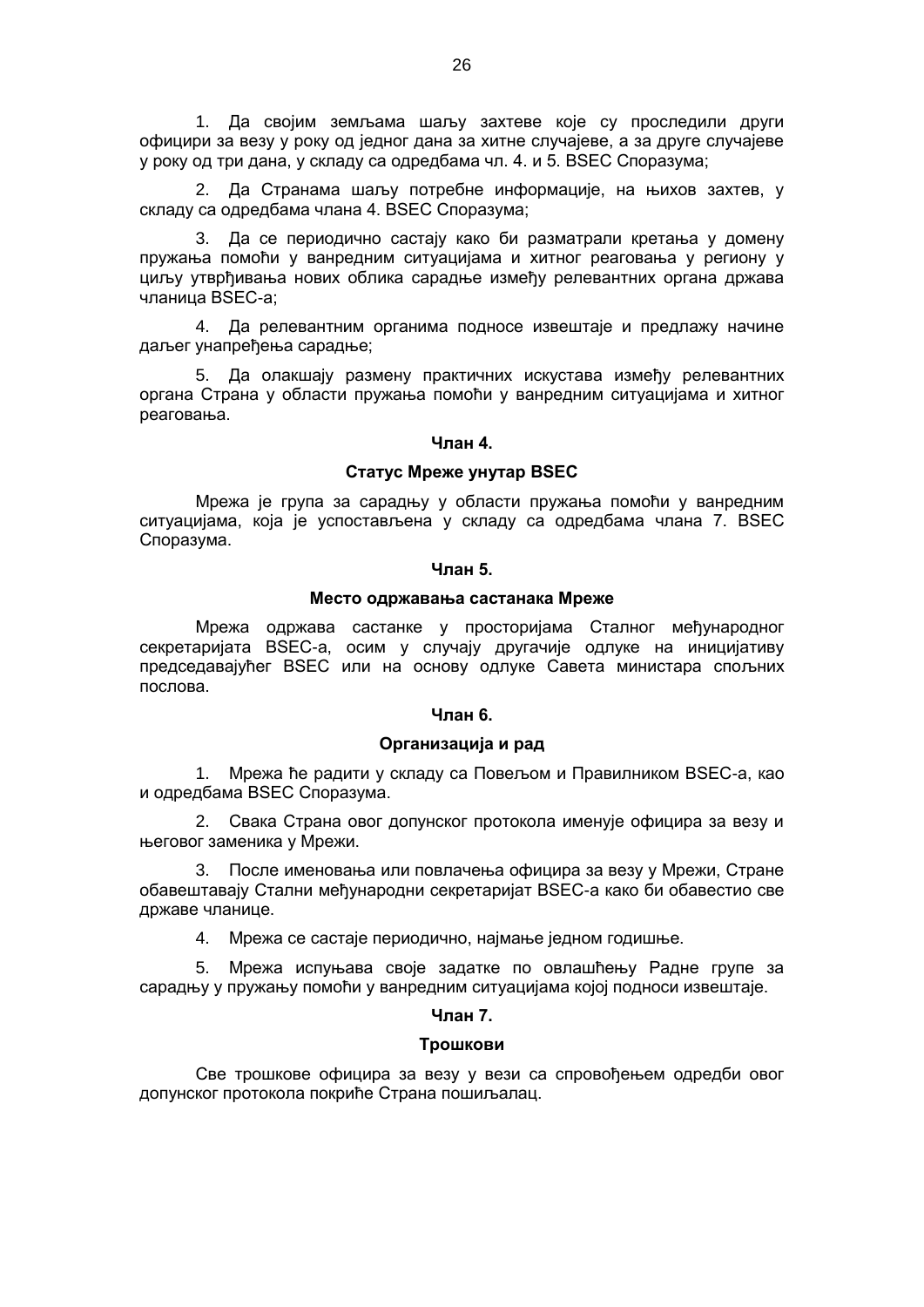1. Да својим земљама шаљу захтеве које су проследили други официри за везу у року од једног дана за хитне случајеве, а за друге случајеве у року од три дана, у складу са одредбама чл. 4. и 5. BSEC Споразума;

2. Да Странама шаљу потребне информације, на њихов захтев, у складу са одредбама члана 4. BSEC Споразума;

3. Да се периодично састају како би разматрали кретања у домену пружања помоћи у ванредним ситуацијама и хитног реаговања у региону у циљу утврђивања нових облика сарадње између релевантних органа држава чланица BSEC-а;

4. Да релевантним органима подносе извештаје и предлажу начине даљег унапређења сарадње;

5. Да олакшају размену практичних искустава између релевантних органа Страна у области пружања помоћи у ванредним ситуацијама и хитног реаговања.

**Члан 4.**

**Статус Мреже унутар BSEC**

Мрежа је група за сарадњу у области пружања помоћи у ванредним ситуацијама, која је успостављена у складу са одредбама члана 7. BSEC Споразума.

**Члан 5.**

**Место одржавања састанака Мреже**

Мрежа одржава састанке у просторијама Сталног међународног секретаријата BSEC-а, осим у случају другачије одлуке на иницијативу председавајућег BSEC или на основу одлуке Савета министара спољних послова.

**Члан 6.**

**Организација и рад**

1. Мрежа ће радити у складу са Повељом и Правилником BSEC-а, као и одредбама BSEC Споразума.

2. Свака Страна овог допунског протокола именује официра за везу и његовог заменика у Мрежи.

3. После именовања или повлачења официра за везу у Мрежи, Стране обавештавају Стални међународни секретаријат BSEC-а како би обавестио све државе чланице.

4. Мрежа се састаје периодично, најмање једном годишње.

5. Мрежа испуњава своје задатке по овлашћењу Радне групе за сарадњу у пружању помоћи у ванредним ситуацијама којој подноси извештаје.

**Члан 7.**

**Трошкови**

Све трошкове официра за везу у вези са спровођењем одредби овог допунског протокола покриће Страна пошиљалац.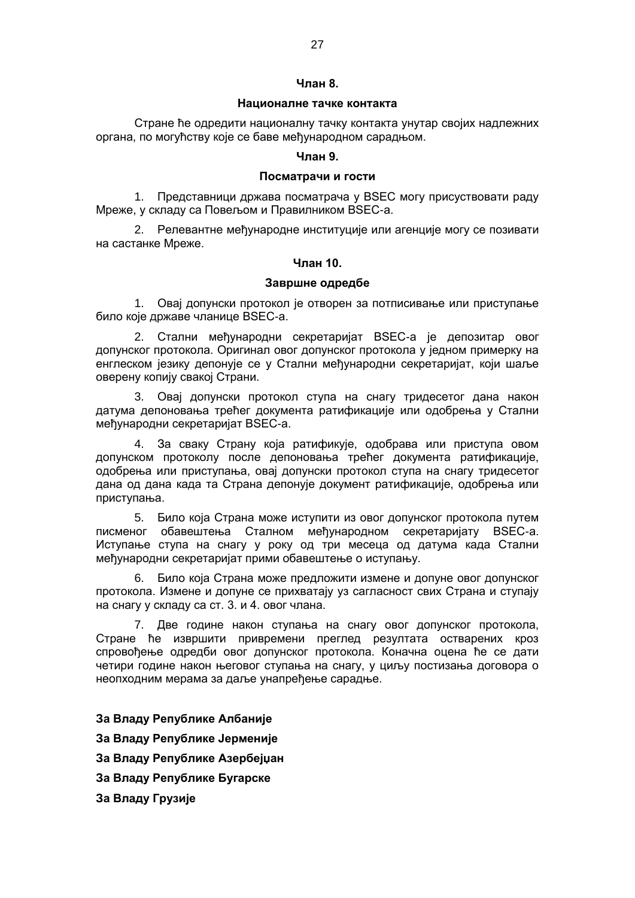**Члан 8.**

**Националне тачке контакта**

Стране ће одредити националну тачку контакта унутар својих надлежних органа, по могућству које се баве међународном сарадњом.

**Члан 9.**

**Посматрачи и гости**

1. Представници држава посматрача у BSEC могу присуствовати раду Мреже, у складу са Повељом и Правилником BSEC-а.

2. Релевантне међународне институције или агенције могу се позивати на састанке Мреже.

**Члан 10.**

**Завршне одредбе**

1. Овај допунски протокол је отворен за потписивање или приступање било које државе чланице BSEC-а.

2. Стални међународни секретаријат BSEC-а је депозитар овог допунског протокола. Оригинал овог допунског протокола у једном примерку на енглеском језику депонује се у Стални међународни секретаријат, који шаље оверену копију свакој Страни.

3. Овај допунски протокол ступа на снагу тридесетог дана након датума депоновања трећег документа ратификације или одобрења у Стални међународни секретаријат BSEC-а.

4. За сваку Страну која ратификује, одобрава или приступа овом допунском протоколу после депоновања трећег документа ратификације, одобрења или приступања, овај допунски протокол ступа на снагу тридесетог дана од дана када та Страна депонује документ ратификације, одобрења или приступања.

5. Било која Страна може иступити из овог допунског протокола путем писменог обавештења Сталном међународном секретаријату BSEC-а. Иступање ступа на снагу у року од три месеца од датума када Стални међународни секретаријат прими обавештење о иступању.

6. Било која Страна може предложити измене и допуне овог допунског протокола. Измене и допуне се прихватају уз сагласност свих Страна и ступају на снагу у складу са ст. 3. и 4. овог члана.

7. Две године након ступања на снагу овог допунског протокола, Стране ће извршити привремени преглед резултата остварених кроз спровођење одредби овог допунског протокола. Коначна оцена ће се дати четири године након његовог ступања на снагу, у циљу постизања договора о неопходним мерама за даље унапређење сарадње.

**За Владу Републике Албаније**

**За Владу Републике Јерменије**

**За Владу Републике Азербејџан**

**За Владу Републике Бугарске**

**За Владу Грузије**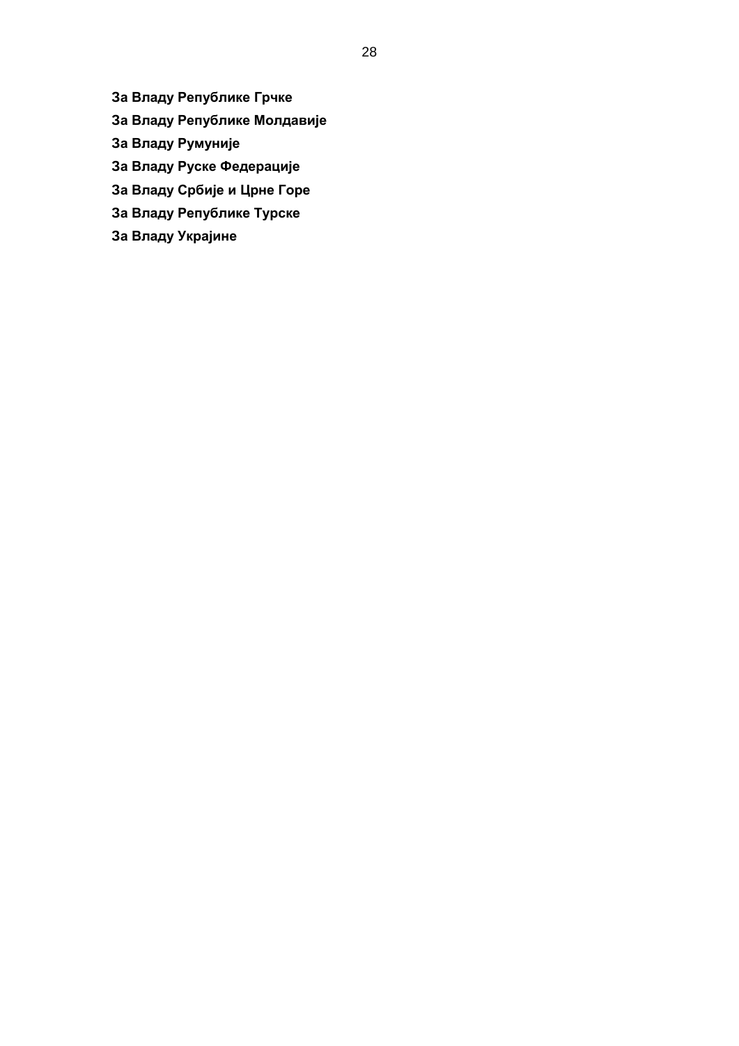**За Владу Републике Грчке**

**За Владу Републике Молдавије**

**За Владу Румуније**

**За Владу Руске Федерације**

**За Владу Србије и Црне Горе**

**За Владу Републике Турске**

**За Владу Украјине**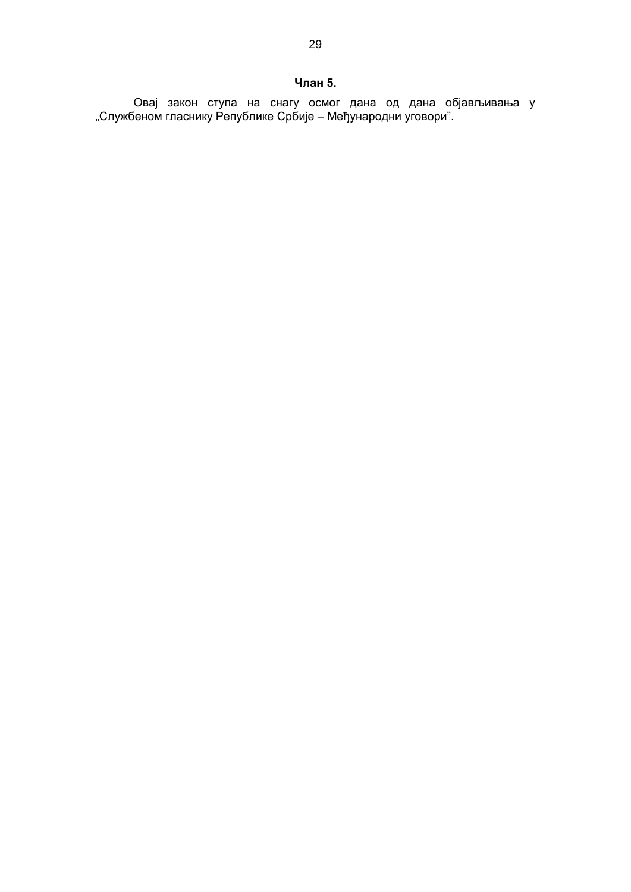**Члан 5.**

Овај закон ступа на снагу осмог дана од дана објављивања у „Службеном гласнику Републике Србије – Међународни уговори”.